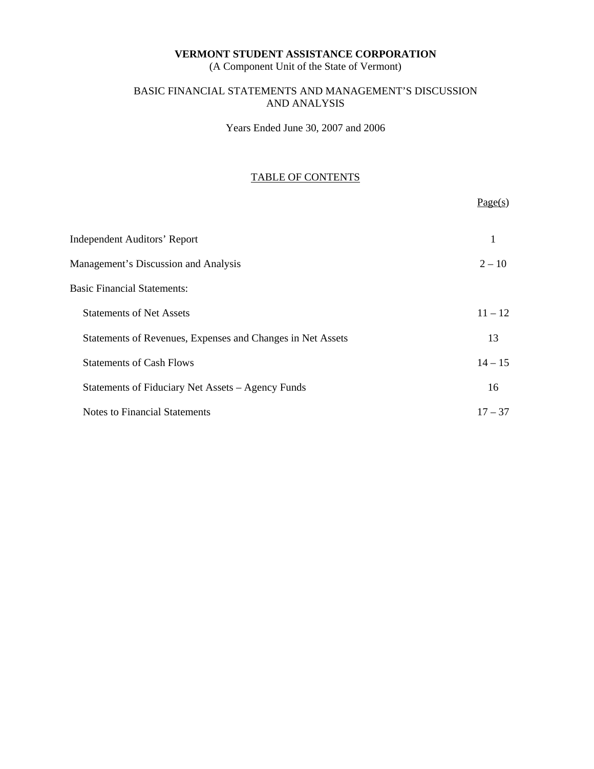**VERMONT STUDENT ASSISTANCE CORPORATION**
(A Component Unit of the State of Vermont)

BASIC FINANCIAL STATEMENTS AND MANAGEMENT'S DISCUSSION AND ANALYSIS

Years Ended June 30, 2007 and 2006

TABLE OF CONTENTS

| | Page(s) |
|---|---|
| Independent Auditors' Report | 1 |
| Management's Discussion and Analysis | 2 – 10 |
| Basic Financial Statements: | |
| Statements of Net Assets | 11 – 12 |
| Statements of Revenues, Expenses and Changes in Net Assets | 13 |
| Statements of Cash Flows | 14 – 15 |
| Statements of Fiduciary Net Assets – Agency Funds | 16 |
| Notes to Financial Statements | 17 – 37 |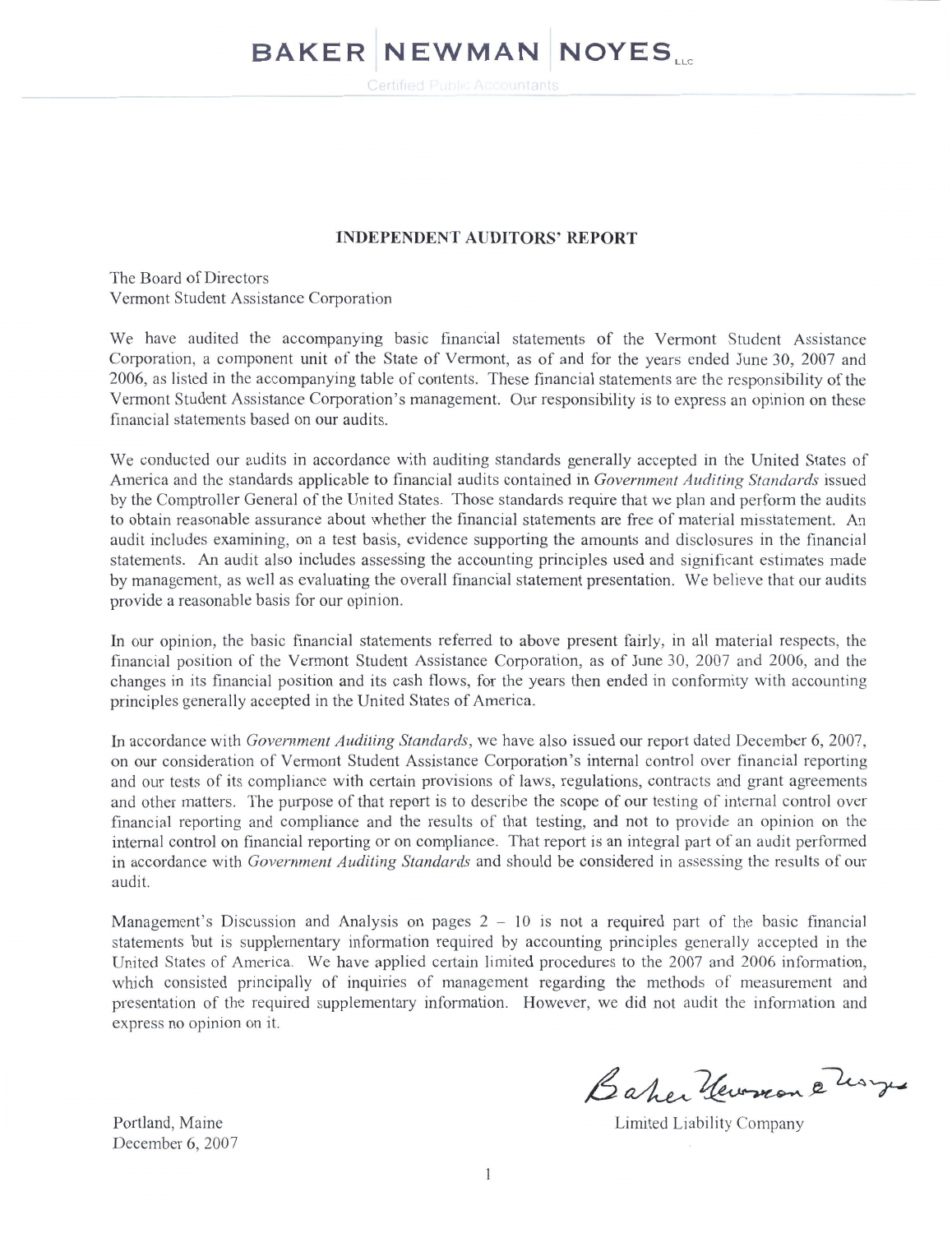# BAKER NEWMAN NOYES LLC

Certified Public Accountants

## INDEPENDENT AUDITORS' REPORT

The Board of Directors
Vermont Student Assistance Corporation

We have audited the accompanying basic financial statements of the Vermont Student Assistance Corporation, a component unit of the State of Vermont, as of and for the years ended June 30, 2007 and 2006, as listed in the accompanying table of contents. These financial statements are the responsibility of the Vermont Student Assistance Corporation's management. Our responsibility is to express an opinion on these financial statements based on our audits.

We conducted our audits in accordance with auditing standards generally accepted in the United States of America and the standards applicable to financial audits contained in *Government Auditing Standards* issued by the Comptroller General of the United States. Those standards require that we plan and perform the audits to obtain reasonable assurance about whether the financial statements are free of material misstatement. An audit includes examining, on a test basis, evidence supporting the amounts and disclosures in the financial statements. An audit also includes assessing the accounting principles used and significant estimates made by management, as well as evaluating the overall financial statement presentation. We believe that our audits provide a reasonable basis for our opinion.

In our opinion, the basic financial statements referred to above present fairly, in all material respects, the financial position of the Vermont Student Assistance Corporation, as of June 30, 2007 and 2006, and the changes in its financial position and its cash flows, for the years then ended in conformity with accounting principles generally accepted in the United States of America.

In accordance with *Government Auditing Standards*, we have also issued our report dated December 6, 2007, on our consideration of Vermont Student Assistance Corporation's internal control over financial reporting and our tests of its compliance with certain provisions of laws, regulations, contracts and grant agreements and other matters. The purpose of that report is to describe the scope of our testing of internal control over financial reporting and compliance and the results of that testing, and not to provide an opinion on the internal control on financial reporting or on compliance. That report is an integral part of an audit performed in accordance with *Government Auditing Standards* and should be considered in assessing the results of our audit.

Management's Discussion and Analysis on pages 2 – 10 is not a required part of the basic financial statements but is supplementary information required by accounting principles generally accepted in the United States of America. We have applied certain limited procedures to the 2007 and 2006 information, which consisted principally of inquiries of management regarding the methods of measurement and presentation of the required supplementary information. However, we did not audit the information and express no opinion on it.

Baker Newman & Noyes

Limited Liability Company

Portland, Maine
December 6, 2007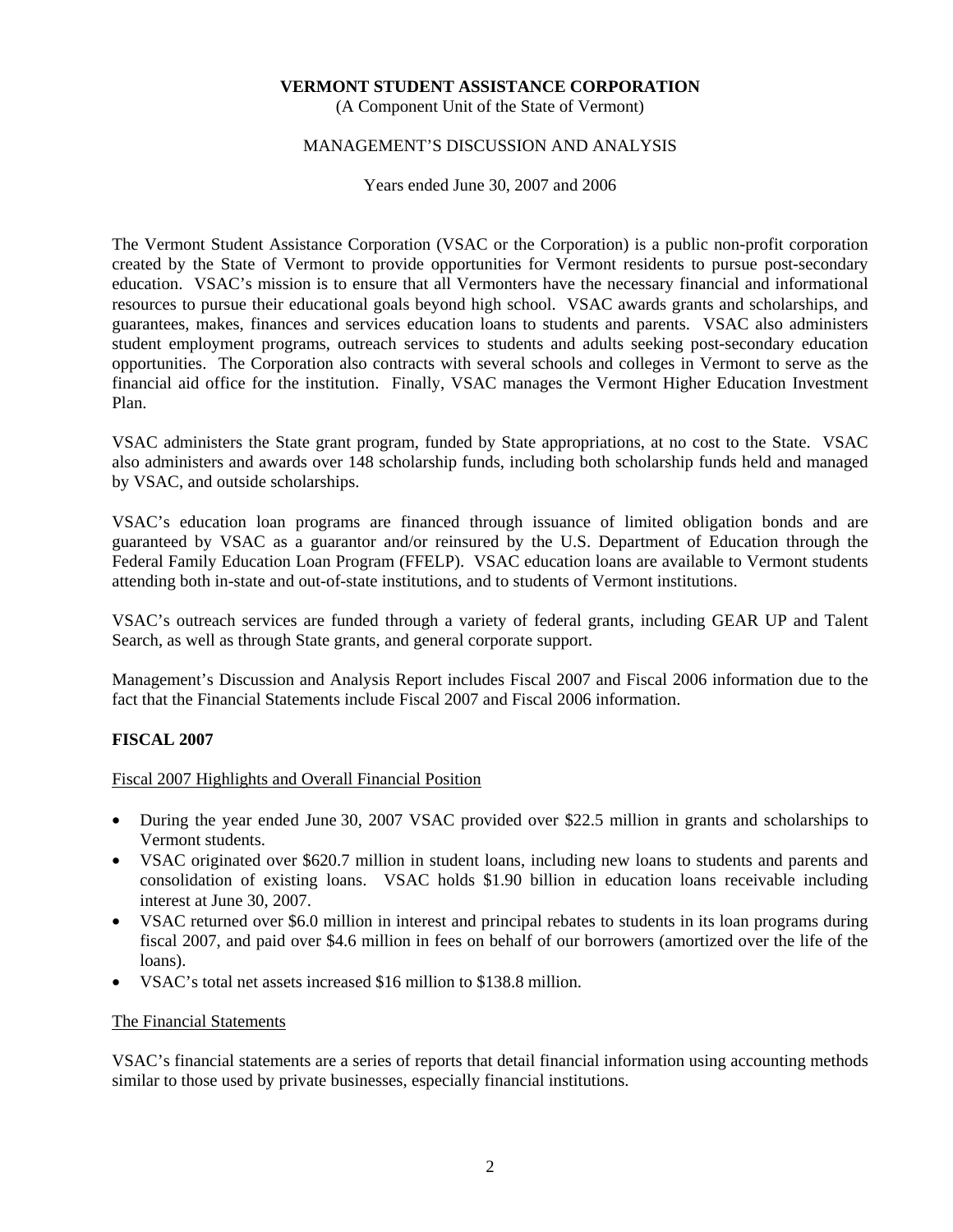**VERMONT STUDENT ASSISTANCE CORPORATION**

(A Component Unit of the State of Vermont)

MANAGEMENT'S DISCUSSION AND ANALYSIS

Years ended June 30, 2007 and 2006

The Vermont Student Assistance Corporation (VSAC or the Corporation) is a public non-profit corporation created by the State of Vermont to provide opportunities for Vermont residents to pursue post-secondary education. VSAC's mission is to ensure that all Vermonters have the necessary financial and informational resources to pursue their educational goals beyond high school. VSAC awards grants and scholarships, and guarantees, makes, finances and services education loans to students and parents. VSAC also administers student employment programs, outreach services to students and adults seeking post-secondary education opportunities. The Corporation also contracts with several schools and colleges in Vermont to serve as the financial aid office for the institution. Finally, VSAC manages the Vermont Higher Education Investment Plan.

VSAC administers the State grant program, funded by State appropriations, at no cost to the State. VSAC also administers and awards over 148 scholarship funds, including both scholarship funds held and managed by VSAC, and outside scholarships.

VSAC's education loan programs are financed through issuance of limited obligation bonds and are guaranteed by VSAC as a guarantor and/or reinsured by the U.S. Department of Education through the Federal Family Education Loan Program (FFELP). VSAC education loans are available to Vermont students attending both in-state and out-of-state institutions, and to students of Vermont institutions.

VSAC's outreach services are funded through a variety of federal grants, including GEAR UP and Talent Search, as well as through State grants, and general corporate support.

Management's Discussion and Analysis Report includes Fiscal 2007 and Fiscal 2006 information due to the fact that the Financial Statements include Fiscal 2007 and Fiscal 2006 information.

## FISCAL 2007

### Fiscal 2007 Highlights and Overall Financial Position

- During the year ended June 30, 2007 VSAC provided over $22.5 million in grants and scholarships to Vermont students.
- VSAC originated over $620.7 million in student loans, including new loans to students and parents and consolidation of existing loans. VSAC holds $1.90 billion in education loans receivable including interest at June 30, 2007.
- VSAC returned over $6.0 million in interest and principal rebates to students in its loan programs during fiscal 2007, and paid over $4.6 million in fees on behalf of our borrowers (amortized over the life of the loans).
- VSAC's total net assets increased $16 million to $138.8 million.

### The Financial Statements

VSAC's financial statements are a series of reports that detail financial information using accounting methods similar to those used by private businesses, especially financial institutions.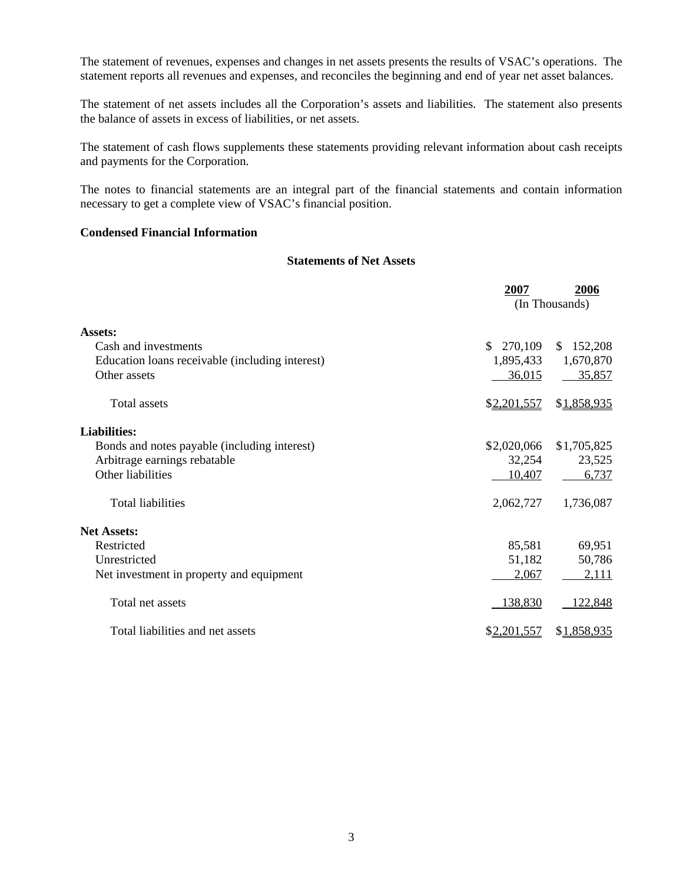The statement of revenues, expenses and changes in net assets presents the results of VSAC's operations. The statement reports all revenues and expenses, and reconciles the beginning and end of year net asset balances.

The statement of net assets includes all the Corporation's assets and liabilities. The statement also presents the balance of assets in excess of liabilities, or net assets.

The statement of cash flows supplements these statements providing relevant information about cash receipts and payments for the Corporation.

The notes to financial statements are an integral part of the financial statements and contain information necessary to get a complete view of VSAC's financial position.

**Condensed Financial Information**

**Statements of Net Assets**

| | 2007 | 2006 |
|---|---|---|
| | (In Thousands) | |
| **Assets:** | | |
| Cash and investments | $ 270,109 | $ 152,208 |
| Education loans receivable (including interest) | 1,895,433 | 1,670,870 |
| Other assets | 36,015 | 35,857 |
| Total assets | $2,201,557 | $1,858,935 |
| **Liabilities:** | | |
| Bonds and notes payable (including interest) | $2,020,066 | $1,705,825 |
| Arbitrage earnings rebatable | 32,254 | 23,525 |
| Other liabilities | 10,407 | 6,737 |
| Total liabilities | 2,062,727 | 1,736,087 |
| **Net Assets:** | | |
| Restricted | 85,581 | 69,951 |
| Unrestricted | 51,182 | 50,786 |
| Net investment in property and equipment | 2,067 | 2,111 |
| Total net assets | 138,830 | 122,848 |
| Total liabilities and net assets | $2,201,557 | $1,858,935 |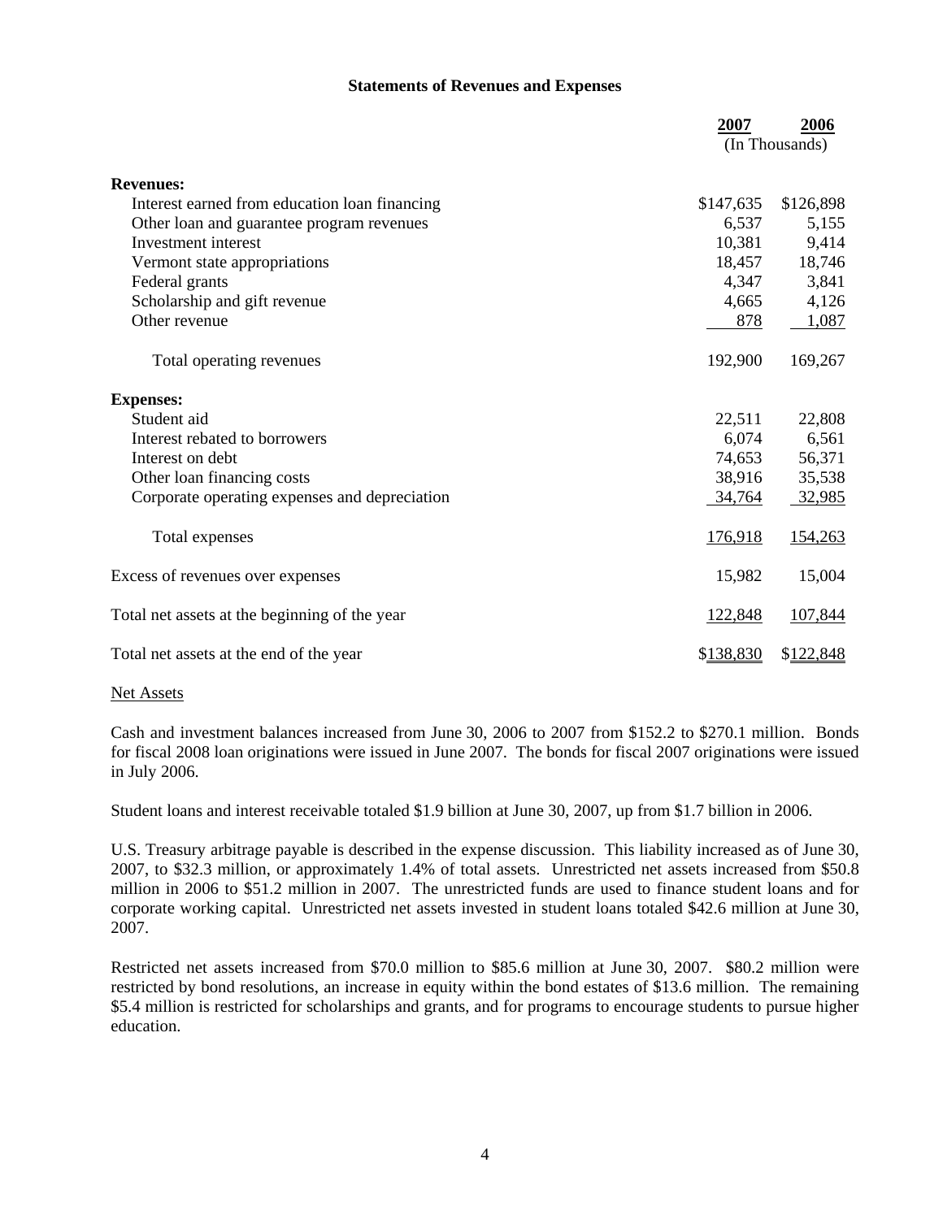**Statements of Revenues and Expenses**

| | 2007 | 2006 |
|---|---|---|
| | (In Thousands) | |
| **Revenues:** | | |
| Interest earned from education loan financing | $147,635 | $126,898 |
| Other loan and guarantee program revenues | 6,537 | 5,155 |
| Investment interest | 10,381 | 9,414 |
| Vermont state appropriations | 18,457 | 18,746 |
| Federal grants | 4,347 | 3,841 |
| Scholarship and gift revenue | 4,665 | 4,126 |
| Other revenue | 878 | 1,087 |
| Total operating revenues | 192,900 | 169,267 |
| **Expenses:** | | |
| Student aid | 22,511 | 22,808 |
| Interest rebated to borrowers | 6,074 | 6,561 |
| Interest on debt | 74,653 | 56,371 |
| Other loan financing costs | 38,916 | 35,538 |
| Corporate operating expenses and depreciation | 34,764 | 32,985 |
| Total expenses | 176,918 | 154,263 |
| Excess of revenues over expenses | 15,982 | 15,004 |
| Total net assets at the beginning of the year | 122,848 | 107,844 |
| Total net assets at the end of the year | $138,830 | $122,848 |

Net Assets

Cash and investment balances increased from June 30, 2006 to 2007 from $152.2 to $270.1 million. Bonds for fiscal 2008 loan originations were issued in June 2007. The bonds for fiscal 2007 originations were issued in July 2006.

Student loans and interest receivable totaled $1.9 billion at June 30, 2007, up from $1.7 billion in 2006.

U.S. Treasury arbitrage payable is described in the expense discussion. This liability increased as of June 30, 2007, to $32.3 million, or approximately 1.4% of total assets. Unrestricted net assets increased from $50.8 million in 2006 to $51.2 million in 2007. The unrestricted funds are used to finance student loans and for corporate working capital. Unrestricted net assets invested in student loans totaled $42.6 million at June 30, 2007.

Restricted net assets increased from $70.0 million to $85.6 million at June 30, 2007. $80.2 million were restricted by bond resolutions, an increase in equity within the bond estates of $13.6 million. The remaining $5.4 million is restricted for scholarships and grants, and for programs to encourage students to pursue higher education.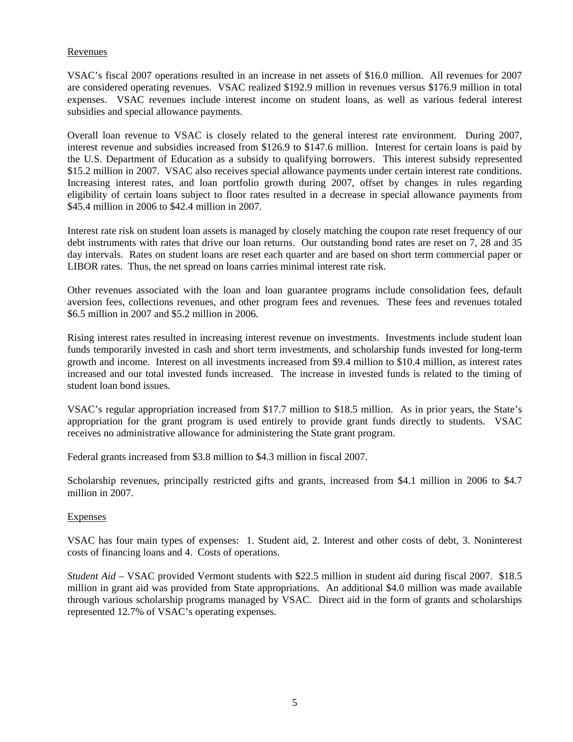Revenues

VSAC's fiscal 2007 operations resulted in an increase in net assets of $16.0 million. All revenues for 2007 are considered operating revenues. VSAC realized $192.9 million in revenues versus $176.9 million in total expenses. VSAC revenues include interest income on student loans, as well as various federal interest subsidies and special allowance payments.

Overall loan revenue to VSAC is closely related to the general interest rate environment. During 2007, interest revenue and subsidies increased from $126.9 to $147.6 million. Interest for certain loans is paid by the U.S. Department of Education as a subsidy to qualifying borrowers. This interest subsidy represented $15.2 million in 2007. VSAC also receives special allowance payments under certain interest rate conditions. Increasing interest rates, and loan portfolio growth during 2007, offset by changes in rules regarding eligibility of certain loans subject to floor rates resulted in a decrease in special allowance payments from $45.4 million in 2006 to $42.4 million in 2007.

Interest rate risk on student loan assets is managed by closely matching the coupon rate reset frequency of our debt instruments with rates that drive our loan returns. Our outstanding bond rates are reset on 7, 28 and 35 day intervals. Rates on student loans are reset each quarter and are based on short term commercial paper or LIBOR rates. Thus, the net spread on loans carries minimal interest rate risk.

Other revenues associated with the loan and loan guarantee programs include consolidation fees, default aversion fees, collections revenues, and other program fees and revenues. These fees and revenues totaled $6.5 million in 2007 and $5.2 million in 2006.

Rising interest rates resulted in increasing interest revenue on investments. Investments include student loan funds temporarily invested in cash and short term investments, and scholarship funds invested for long-term growth and income. Interest on all investments increased from $9.4 million to $10.4 million, as interest rates increased and our total invested funds increased. The increase in invested funds is related to the timing of student loan bond issues.

VSAC's regular appropriation increased from $17.7 million to $18.5 million. As in prior years, the State's appropriation for the grant program is used entirely to provide grant funds directly to students. VSAC receives no administrative allowance for administering the State grant program.

Federal grants increased from $3.8 million to $4.3 million in fiscal 2007.

Scholarship revenues, principally restricted gifts and grants, increased from $4.1 million in 2006 to $4.7 million in 2007.

Expenses

VSAC has four main types of expenses: 1. Student aid, 2. Interest and other costs of debt, 3. Noninterest costs of financing loans and 4. Costs of operations.

*Student Aid* – VSAC provided Vermont students with $22.5 million in student aid during fiscal 2007. $18.5 million in grant aid was provided from State appropriations. An additional $4.0 million was made available through various scholarship programs managed by VSAC. Direct aid in the form of grants and scholarships represented 12.7% of VSAC's operating expenses.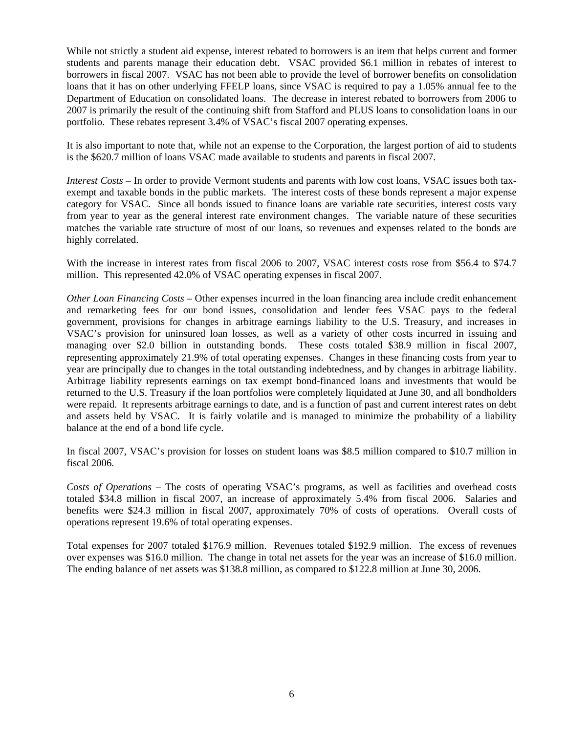While not strictly a student aid expense, interest rebated to borrowers is an item that helps current and former students and parents manage their education debt. VSAC provided $6.1 million in rebates of interest to borrowers in fiscal 2007. VSAC has not been able to provide the level of borrower benefits on consolidation loans that it has on other underlying FFELP loans, since VSAC is required to pay a 1.05% annual fee to the Department of Education on consolidated loans. The decrease in interest rebated to borrowers from 2006 to 2007 is primarily the result of the continuing shift from Stafford and PLUS loans to consolidation loans in our portfolio. These rebates represent 3.4% of VSAC's fiscal 2007 operating expenses.

It is also important to note that, while not an expense to the Corporation, the largest portion of aid to students is the $620.7 million of loans VSAC made available to students and parents in fiscal 2007.

*Interest Costs* – In order to provide Vermont students and parents with low cost loans, VSAC issues both tax-exempt and taxable bonds in the public markets. The interest costs of these bonds represent a major expense category for VSAC. Since all bonds issued to finance loans are variable rate securities, interest costs vary from year to year as the general interest rate environment changes. The variable nature of these securities matches the variable rate structure of most of our loans, so revenues and expenses related to the bonds are highly correlated.

With the increase in interest rates from fiscal 2006 to 2007, VSAC interest costs rose from $56.4 to $74.7 million. This represented 42.0% of VSAC operating expenses in fiscal 2007.

*Other Loan Financing Costs* – Other expenses incurred in the loan financing area include credit enhancement and remarketing fees for our bond issues, consolidation and lender fees VSAC pays to the federal government, provisions for changes in arbitrage earnings liability to the U.S. Treasury, and increases in VSAC's provision for uninsured loan losses, as well as a variety of other costs incurred in issuing and managing over $2.0 billion in outstanding bonds. These costs totaled $38.9 million in fiscal 2007, representing approximately 21.9% of total operating expenses. Changes in these financing costs from year to year are principally due to changes in the total outstanding indebtedness, and by changes in arbitrage liability. Arbitrage liability represents earnings on tax exempt bond-financed loans and investments that would be returned to the U.S. Treasury if the loan portfolios were completely liquidated at June 30, and all bondholders were repaid. It represents arbitrage earnings to date, and is a function of past and current interest rates on debt and assets held by VSAC. It is fairly volatile and is managed to minimize the probability of a liability balance at the end of a bond life cycle.

In fiscal 2007, VSAC's provision for losses on student loans was $8.5 million compared to $10.7 million in fiscal 2006.

*Costs of Operations* – The costs of operating VSAC's programs, as well as facilities and overhead costs totaled $34.8 million in fiscal 2007, an increase of approximately 5.4% from fiscal 2006. Salaries and benefits were $24.3 million in fiscal 2007, approximately 70% of costs of operations. Overall costs of operations represent 19.6% of total operating expenses.

Total expenses for 2007 totaled $176.9 million. Revenues totaled $192.9 million. The excess of revenues over expenses was $16.0 million. The change in total net assets for the year was an increase of $16.0 million. The ending balance of net assets was $138.8 million, as compared to $122.8 million at June 30, 2006.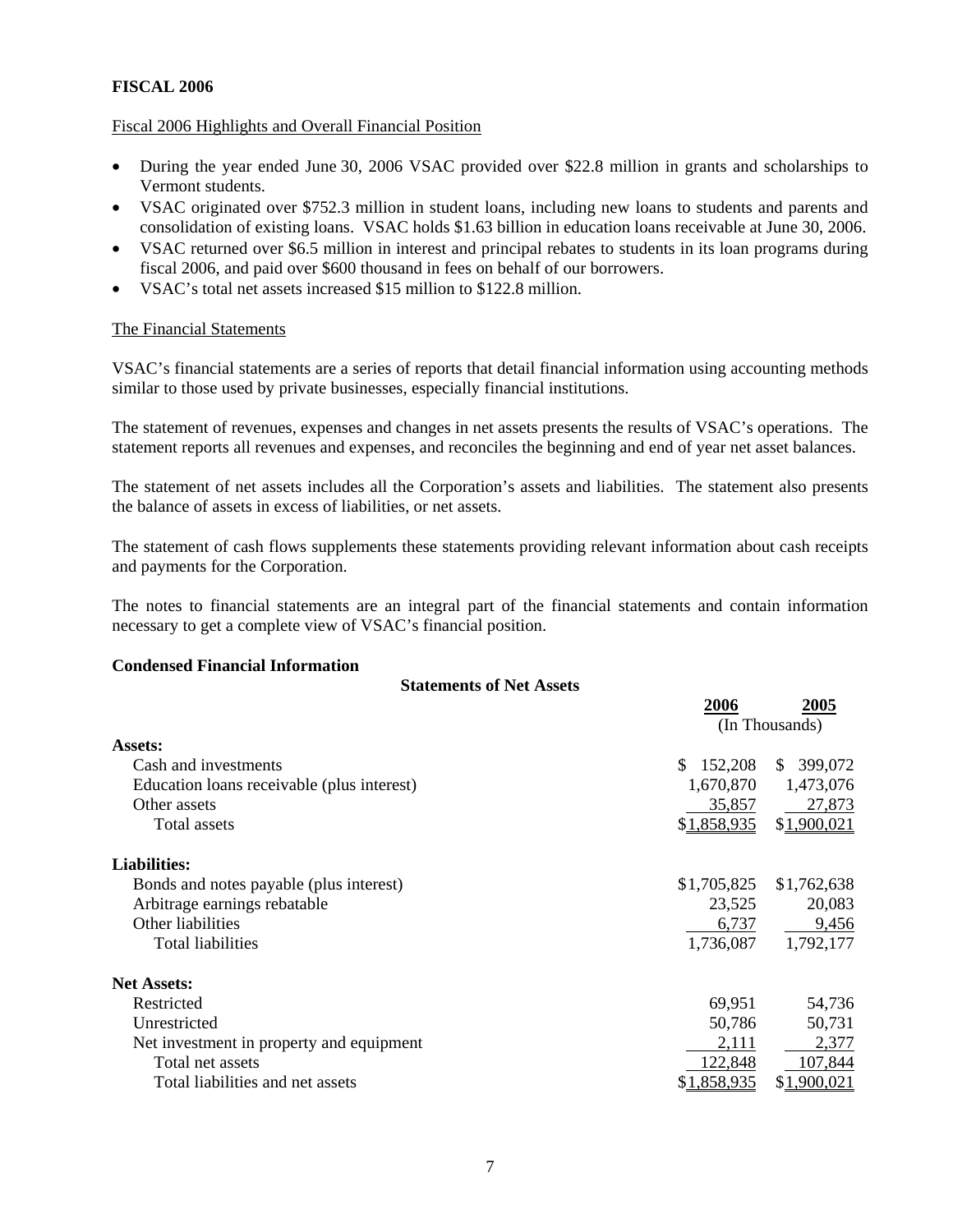## FISCAL 2006

### Fiscal 2006 Highlights and Overall Financial Position

- During the year ended June 30, 2006 VSAC provided over $22.8 million in grants and scholarships to Vermont students.
- VSAC originated over $752.3 million in student loans, including new loans to students and parents and consolidation of existing loans. VSAC holds $1.63 billion in education loans receivable at June 30, 2006.
- VSAC returned over $6.5 million in interest and principal rebates to students in its loan programs during fiscal 2006, and paid over $600 thousand in fees on behalf of our borrowers.
- VSAC's total net assets increased $15 million to $122.8 million.

### The Financial Statements

VSAC's financial statements are a series of reports that detail financial information using accounting methods similar to those used by private businesses, especially financial institutions.

The statement of revenues, expenses and changes in net assets presents the results of VSAC's operations. The statement reports all revenues and expenses, and reconciles the beginning and end of year net asset balances.

The statement of net assets includes all the Corporation's assets and liabilities. The statement also presents the balance of assets in excess of liabilities, or net assets.

The statement of cash flows supplements these statements providing relevant information about cash receipts and payments for the Corporation.

The notes to financial statements are an integral part of the financial statements and contain information necessary to get a complete view of VSAC's financial position.

**Condensed Financial Information**

**Statements of Net Assets**

| | 2006 | 2005 |
|---|---|---|
| | (In Thousands) | |
| **Assets:** | | |
| Cash and investments | $ 152,208 | $ 399,072 |
| Education loans receivable (plus interest) | 1,670,870 | 1,473,076 |
| Other assets | 35,857 | 27,873 |
| Total assets | $1,858,935 | $1,900,021 |
| **Liabilities:** | | |
| Bonds and notes payable (plus interest) | $1,705,825 | $1,762,638 |
| Arbitrage earnings rebatable | 23,525 | 20,083 |
| Other liabilities | 6,737 | 9,456 |
| Total liabilities | 1,736,087 | 1,792,177 |
| **Net Assets:** | | |
| Restricted | 69,951 | 54,736 |
| Unrestricted | 50,786 | 50,731 |
| Net investment in property and equipment | 2,111 | 2,377 |
| Total net assets | 122,848 | 107,844 |
| Total liabilities and net assets | $1,858,935 | $1,900,021 |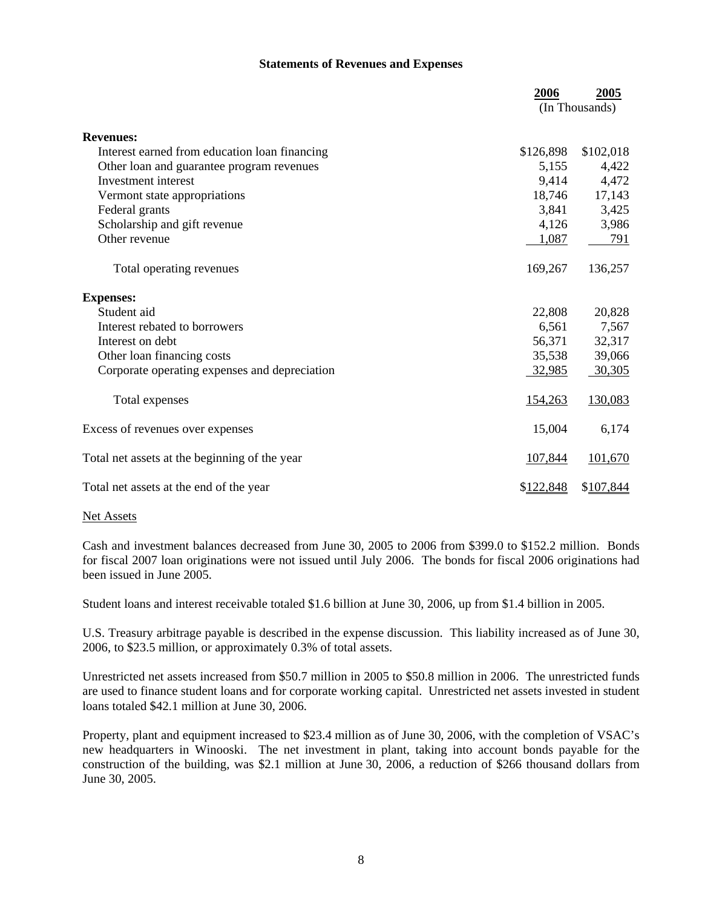## Statements of Revenues and Expenses

| | 2006 | 2005 |
|---|---|---|
| | (In Thousands) | |
| **Revenues:** | | |
| Interest earned from education loan financing | $126,898 | $102,018 |
| Other loan and guarantee program revenues | 5,155 | 4,422 |
| Investment interest | 9,414 | 4,472 |
| Vermont state appropriations | 18,746 | 17,143 |
| Federal grants | 3,841 | 3,425 |
| Scholarship and gift revenue | 4,126 | 3,986 |
| Other revenue | 1,087 | 791 |
| Total operating revenues | 169,267 | 136,257 |
| **Expenses:** | | |
| Student aid | 22,808 | 20,828 |
| Interest rebated to borrowers | 6,561 | 7,567 |
| Interest on debt | 56,371 | 32,317 |
| Other loan financing costs | 35,538 | 39,066 |
| Corporate operating expenses and depreciation | 32,985 | 30,305 |
| Total expenses | 154,263 | 130,083 |
| Excess of revenues over expenses | 15,004 | 6,174 |
| Total net assets at the beginning of the year | 107,844 | 101,670 |
| Total net assets at the end of the year | $122,848 | $107,844 |

Net Assets

Cash and investment balances decreased from June 30, 2005 to 2006 from $399.0 to $152.2 million. Bonds for fiscal 2007 loan originations were not issued until July 2006. The bonds for fiscal 2006 originations had been issued in June 2005.

Student loans and interest receivable totaled $1.6 billion at June 30, 2006, up from $1.4 billion in 2005.

U.S. Treasury arbitrage payable is described in the expense discussion. This liability increased as of June 30, 2006, to $23.5 million, or approximately 0.3% of total assets.

Unrestricted net assets increased from $50.7 million in 2005 to $50.8 million in 2006. The unrestricted funds are used to finance student loans and for corporate working capital. Unrestricted net assets invested in student loans totaled $42.1 million at June 30, 2006.

Property, plant and equipment increased to $23.4 million as of June 30, 2006, with the completion of VSAC's new headquarters in Winooski. The net investment in plant, taking into account bonds payable for the construction of the building, was $2.1 million at June 30, 2006, a reduction of $266 thousand dollars from June 30, 2005.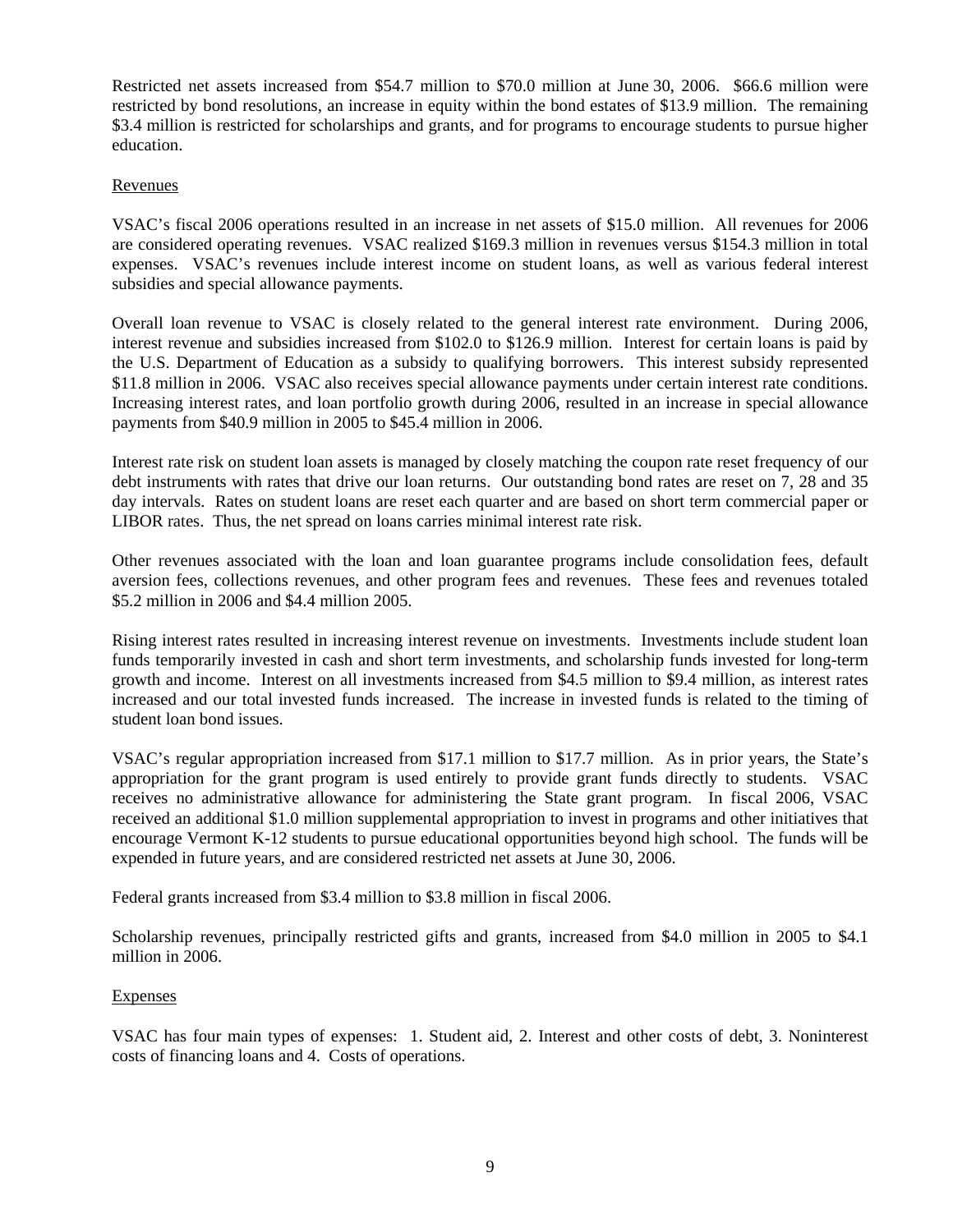Restricted net assets increased from $54.7 million to $70.0 million at June 30, 2006. $66.6 million were restricted by bond resolutions, an increase in equity within the bond estates of $13.9 million. The remaining $3.4 million is restricted for scholarships and grants, and for programs to encourage students to pursue higher education.

## Revenues

VSAC's fiscal 2006 operations resulted in an increase in net assets of $15.0 million. All revenues for 2006 are considered operating revenues. VSAC realized $169.3 million in revenues versus $154.3 million in total expenses. VSAC's revenues include interest income on student loans, as well as various federal interest subsidies and special allowance payments.

Overall loan revenue to VSAC is closely related to the general interest rate environment. During 2006, interest revenue and subsidies increased from $102.0 to $126.9 million. Interest for certain loans is paid by the U.S. Department of Education as a subsidy to qualifying borrowers. This interest subsidy represented $11.8 million in 2006. VSAC also receives special allowance payments under certain interest rate conditions. Increasing interest rates, and loan portfolio growth during 2006, resulted in an increase in special allowance payments from $40.9 million in 2005 to $45.4 million in 2006.

Interest rate risk on student loan assets is managed by closely matching the coupon rate reset frequency of our debt instruments with rates that drive our loan returns. Our outstanding bond rates are reset on 7, 28 and 35 day intervals. Rates on student loans are reset each quarter and are based on short term commercial paper or LIBOR rates. Thus, the net spread on loans carries minimal interest rate risk.

Other revenues associated with the loan and loan guarantee programs include consolidation fees, default aversion fees, collections revenues, and other program fees and revenues. These fees and revenues totaled $5.2 million in 2006 and $4.4 million 2005.

Rising interest rates resulted in increasing interest revenue on investments. Investments include student loan funds temporarily invested in cash and short term investments, and scholarship funds invested for long-term growth and income. Interest on all investments increased from $4.5 million to $9.4 million, as interest rates increased and our total invested funds increased. The increase in invested funds is related to the timing of student loan bond issues.

VSAC's regular appropriation increased from $17.1 million to $17.7 million. As in prior years, the State's appropriation for the grant program is used entirely to provide grant funds directly to students. VSAC receives no administrative allowance for administering the State grant program. In fiscal 2006, VSAC received an additional $1.0 million supplemental appropriation to invest in programs and other initiatives that encourage Vermont K-12 students to pursue educational opportunities beyond high school. The funds will be expended in future years, and are considered restricted net assets at June 30, 2006.

Federal grants increased from $3.4 million to $3.8 million in fiscal 2006.

Scholarship revenues, principally restricted gifts and grants, increased from $4.0 million in 2005 to $4.1 million in 2006.

## Expenses

VSAC has four main types of expenses: 1. Student aid, 2. Interest and other costs of debt, 3. Noninterest costs of financing loans and 4. Costs of operations.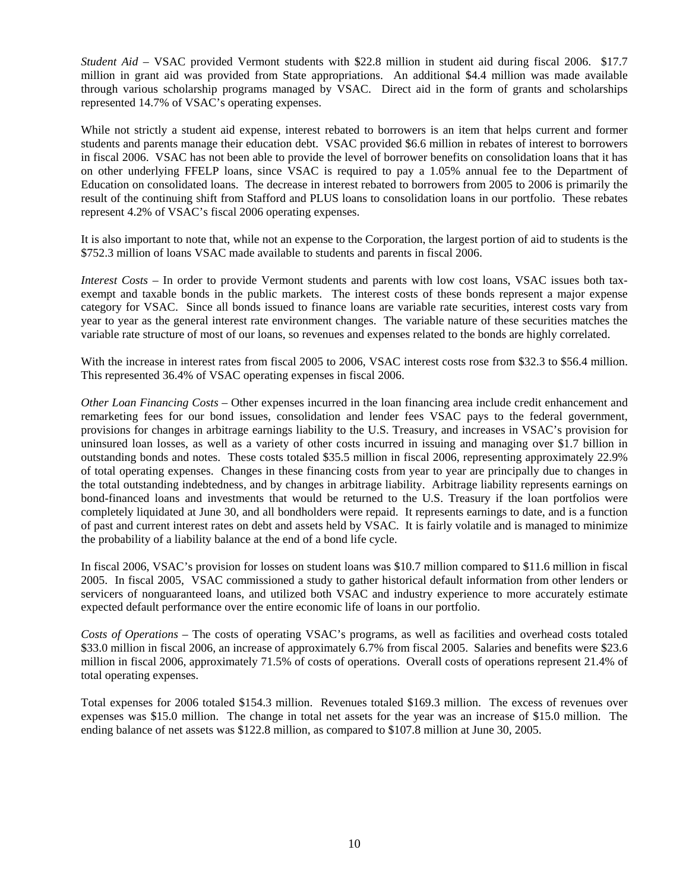*Student Aid* – VSAC provided Vermont students with $22.8 million in student aid during fiscal 2006. $17.7 million in grant aid was provided from State appropriations. An additional $4.4 million was made available through various scholarship programs managed by VSAC. Direct aid in the form of grants and scholarships represented 14.7% of VSAC's operating expenses.

While not strictly a student aid expense, interest rebated to borrowers is an item that helps current and former students and parents manage their education debt. VSAC provided $6.6 million in rebates of interest to borrowers in fiscal 2006. VSAC has not been able to provide the level of borrower benefits on consolidation loans that it has on other underlying FFELP loans, since VSAC is required to pay a 1.05% annual fee to the Department of Education on consolidated loans. The decrease in interest rebated to borrowers from 2005 to 2006 is primarily the result of the continuing shift from Stafford and PLUS loans to consolidation loans in our portfolio. These rebates represent 4.2% of VSAC's fiscal 2006 operating expenses.

It is also important to note that, while not an expense to the Corporation, the largest portion of aid to students is the $752.3 million of loans VSAC made available to students and parents in fiscal 2006.

*Interest Costs* – In order to provide Vermont students and parents with low cost loans, VSAC issues both tax-exempt and taxable bonds in the public markets. The interest costs of these bonds represent a major expense category for VSAC. Since all bonds issued to finance loans are variable rate securities, interest costs vary from year to year as the general interest rate environment changes. The variable nature of these securities matches the variable rate structure of most of our loans, so revenues and expenses related to the bonds are highly correlated.

With the increase in interest rates from fiscal 2005 to 2006, VSAC interest costs rose from $32.3 to $56.4 million. This represented 36.4% of VSAC operating expenses in fiscal 2006.

*Other Loan Financing Costs* – Other expenses incurred in the loan financing area include credit enhancement and remarketing fees for our bond issues, consolidation and lender fees VSAC pays to the federal government, provisions for changes in arbitrage earnings liability to the U.S. Treasury, and increases in VSAC's provision for uninsured loan losses, as well as a variety of other costs incurred in issuing and managing over $1.7 billion in outstanding bonds and notes. These costs totaled $35.5 million in fiscal 2006, representing approximately 22.9% of total operating expenses. Changes in these financing costs from year to year are principally due to changes in the total outstanding indebtedness, and by changes in arbitrage liability. Arbitrage liability represents earnings on bond-financed loans and investments that would be returned to the U.S. Treasury if the loan portfolios were completely liquidated at June 30, and all bondholders were repaid. It represents earnings to date, and is a function of past and current interest rates on debt and assets held by VSAC. It is fairly volatile and is managed to minimize the probability of a liability balance at the end of a bond life cycle.

In fiscal 2006, VSAC's provision for losses on student loans was $10.7 million compared to $11.6 million in fiscal 2005. In fiscal 2005, VSAC commissioned a study to gather historical default information from other lenders or servicers of nonguaranteed loans, and utilized both VSAC and industry experience to more accurately estimate expected default performance over the entire economic life of loans in our portfolio.

*Costs of Operations* – The costs of operating VSAC's programs, as well as facilities and overhead costs totaled $33.0 million in fiscal 2006, an increase of approximately 6.7% from fiscal 2005. Salaries and benefits were $23.6 million in fiscal 2006, approximately 71.5% of costs of operations. Overall costs of operations represent 21.4% of total operating expenses.

Total expenses for 2006 totaled $154.3 million. Revenues totaled $169.3 million. The excess of revenues over expenses was $15.0 million. The change in total net assets for the year was an increase of $15.0 million. The ending balance of net assets was $122.8 million, as compared to $107.8 million at June 30, 2005.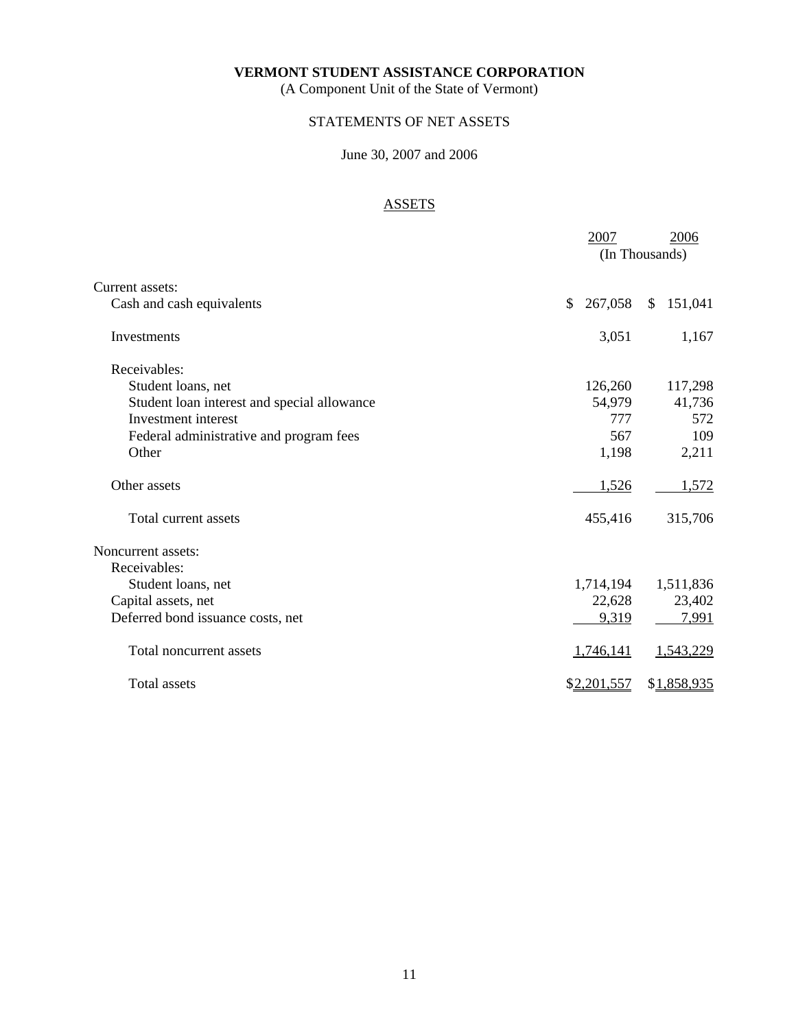**VERMONT STUDENT ASSISTANCE CORPORATION**
(A Component Unit of the State of Vermont)

STATEMENTS OF NET ASSETS

June 30, 2007 and 2006

ASSETS

| | 2007 | 2006 |
|---|---|---|
| | (In Thousands) | |
| Current assets: | | |
| Cash and cash equivalents | $ 267,058 | $ 151,041 |
| Investments | 3,051 | 1,167 |
| Receivables: | | |
| Student loans, net | 126,260 | 117,298 |
| Student loan interest and special allowance | 54,979 | 41,736 |
| Investment interest | 777 | 572 |
| Federal administrative and program fees | 567 | 109 |
| Other | 1,198 | 2,211 |
| Other assets | 1,526 | 1,572 |
| Total current assets | 455,416 | 315,706 |
| Noncurrent assets: | | |
| Receivables: | | |
| Student loans, net | 1,714,194 | 1,511,836 |
| Capital assets, net | 22,628 | 23,402 |
| Deferred bond issuance costs, net | 9,319 | 7,991 |
| Total noncurrent assets | 1,746,141 | 1,543,229 |
| Total assets | $2,201,557 | $1,858,935 |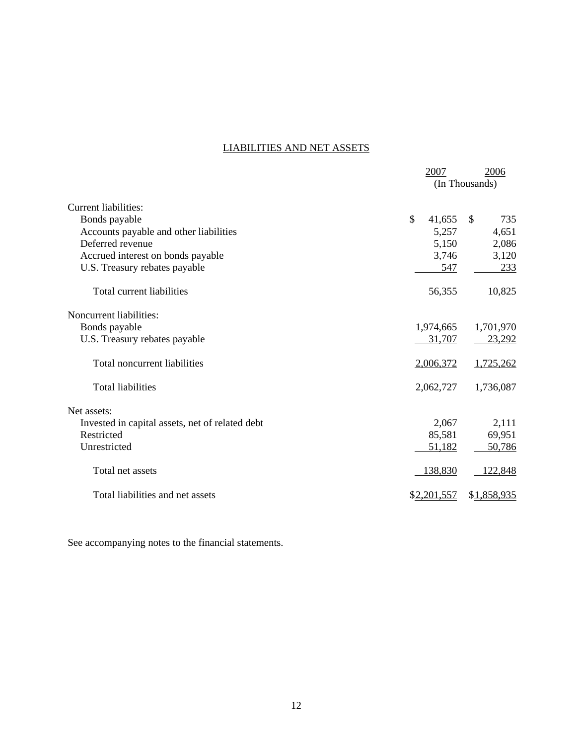## LIABILITIES AND NET ASSETS

| | 2007 | 2006 |
|---|---|---|
| | (In Thousands) | |
| Current liabilities: | | |
| Bonds payable | $ 41,655 | $ 735 |
| Accounts payable and other liabilities | 5,257 | 4,651 |
| Deferred revenue | 5,150 | 2,086 |
| Accrued interest on bonds payable | 3,746 | 3,120 |
| U.S. Treasury rebates payable | 547 | 233 |
| Total current liabilities | 56,355 | 10,825 |
| Noncurrent liabilities: | | |
| Bonds payable | 1,974,665 | 1,701,970 |
| U.S. Treasury rebates payable | 31,707 | 23,292 |
| Total noncurrent liabilities | 2,006,372 | 1,725,262 |
| Total liabilities | 2,062,727 | 1,736,087 |
| Net assets: | | |
| Invested in capital assets, net of related debt | 2,067 | 2,111 |
| Restricted | 85,581 | 69,951 |
| Unrestricted | 51,182 | 50,786 |
| Total net assets | 138,830 | 122,848 |
| Total liabilities and net assets | $2,201,557 | $1,858,935 |

See accompanying notes to the financial statements.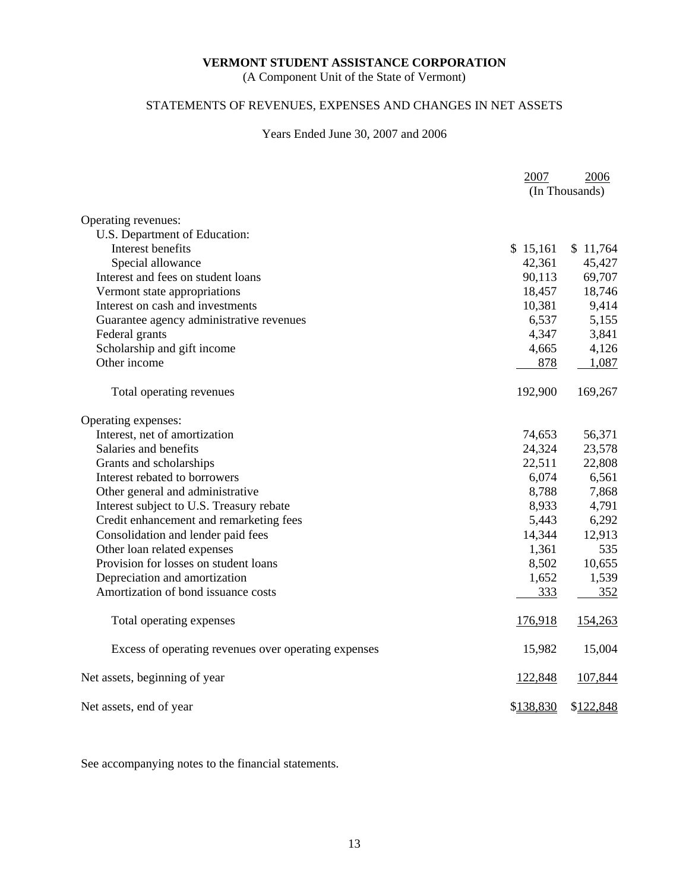**VERMONT STUDENT ASSISTANCE CORPORATION**

(A Component Unit of the State of Vermont)

STATEMENTS OF REVENUES, EXPENSES AND CHANGES IN NET ASSETS

Years Ended June 30, 2007 and 2006

| | 2007 | 2006 |
|---|---|---|
| | (In Thousands) | |
| Operating revenues: | | |
| U.S. Department of Education: | | |
| Interest benefits | $ 15,161 | $ 11,764 |
| Special allowance | 42,361 | 45,427 |
| Interest and fees on student loans | 90,113 | 69,707 |
| Vermont state appropriations | 18,457 | 18,746 |
| Interest on cash and investments | 10,381 | 9,414 |
| Guarantee agency administrative revenues | 6,537 | 5,155 |
| Federal grants | 4,347 | 3,841 |
| Scholarship and gift income | 4,665 | 4,126 |
| Other income | 878 | 1,087 |
| Total operating revenues | 192,900 | 169,267 |
| Operating expenses: | | |
| Interest, net of amortization | 74,653 | 56,371 |
| Salaries and benefits | 24,324 | 23,578 |
| Grants and scholarships | 22,511 | 22,808 |
| Interest rebated to borrowers | 6,074 | 6,561 |
| Other general and administrative | 8,788 | 7,868 |
| Interest subject to U.S. Treasury rebate | 8,933 | 4,791 |
| Credit enhancement and remarketing fees | 5,443 | 6,292 |
| Consolidation and lender paid fees | 14,344 | 12,913 |
| Other loan related expenses | 1,361 | 535 |
| Provision for losses on student loans | 8,502 | 10,655 |
| Depreciation and amortization | 1,652 | 1,539 |
| Amortization of bond issuance costs | 333 | 352 |
| Total operating expenses | 176,918 | 154,263 |
| Excess of operating revenues over operating expenses | 15,982 | 15,004 |
| Net assets, beginning of year | 122,848 | 107,844 |
| Net assets, end of year | $138,830 | $122,848 |

See accompanying notes to the financial statements.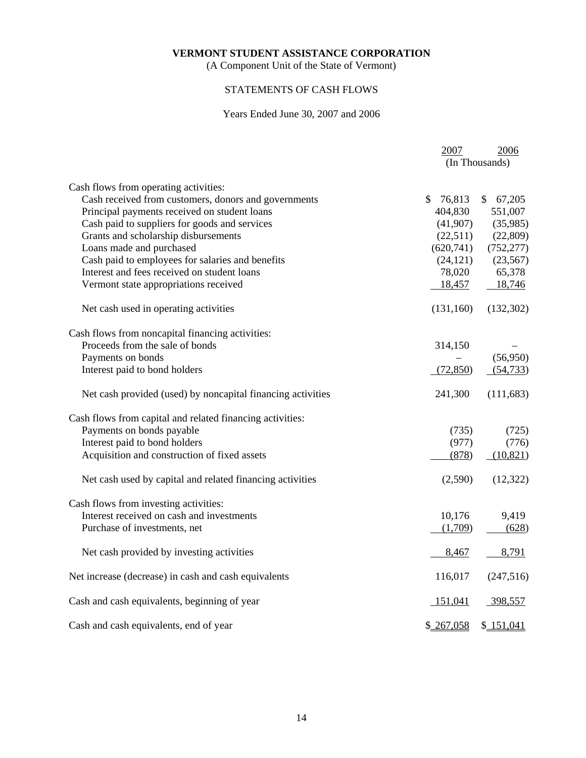**VERMONT STUDENT ASSISTANCE CORPORATION**

(A Component Unit of the State of Vermont)

STATEMENTS OF CASH FLOWS

Years Ended June 30, 2007 and 2006

| | 2007 | 2006 |
|---|---|---|
| | (In Thousands) | |
| Cash flows from operating activities: | | |
| Cash received from customers, donors and governments | $ 76,813 | $ 67,205 |
| Principal payments received on student loans | 404,830 | 551,007 |
| Cash paid to suppliers for goods and services | (41,907) | (35,985) |
| Grants and scholarship disbursements | (22,511) | (22,809) |
| Loans made and purchased | (620,741) | (752,277) |
| Cash paid to employees for salaries and benefits | (24,121) | (23,567) |
| Interest and fees received on student loans | 78,020 | 65,378 |
| Vermont state appropriations received | 18,457 | 18,746 |
| Net cash used in operating activities | (131,160) | (132,302) |
| Cash flows from noncapital financing activities: | | |
| Proceeds from the sale of bonds | 314,150 | – |
| Payments on bonds | – | (56,950) |
| Interest paid to bond holders | (72,850) | (54,733) |
| Net cash provided (used) by noncapital financing activities | 241,300 | (111,683) |
| Cash flows from capital and related financing activities: | | |
| Payments on bonds payable | (735) | (725) |
| Interest paid to bond holders | (977) | (776) |
| Acquisition and construction of fixed assets | (878) | (10,821) |
| Net cash used by capital and related financing activities | (2,590) | (12,322) |
| Cash flows from investing activities: | | |
| Interest received on cash and investments | 10,176 | 9,419 |
| Purchase of investments, net | (1,709) | (628) |
| Net cash provided by investing activities | 8,467 | 8,791 |
| Net increase (decrease) in cash and cash equivalents | 116,017 | (247,516) |
| Cash and cash equivalents, beginning of year | 151,041 | 398,557 |
| Cash and cash equivalents, end of year | $ 267,058 | $ 151,041 |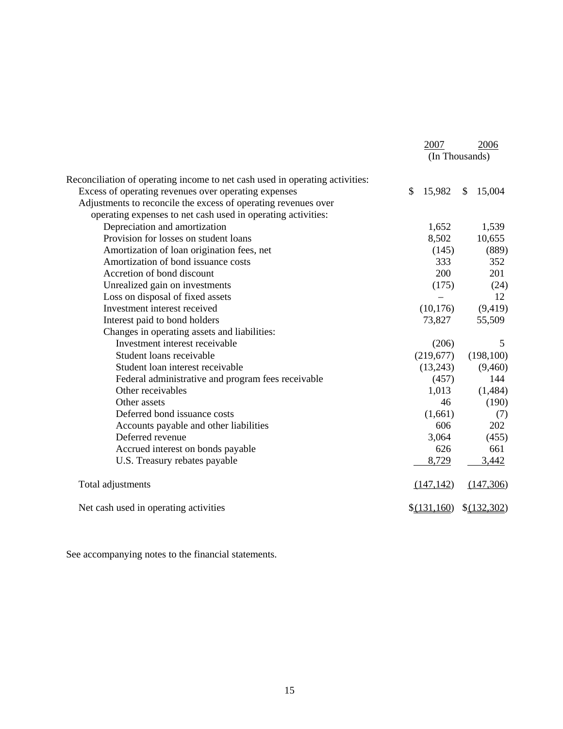| | 2007 | 2006 |
|---|---|---|
| | (In Thousands) | |
| Reconciliation of operating income to net cash used in operating activities: | | |
| Excess of operating revenues over operating expenses | $ 15,982 | $ 15,004 |
| Adjustments to reconcile the excess of operating revenues over operating expenses to net cash used in operating activities: | | |
| Depreciation and amortization | 1,652 | 1,539 |
| Provision for losses on student loans | 8,502 | 10,655 |
| Amortization of loan origination fees, net | (145) | (889) |
| Amortization of bond issuance costs | 333 | 352 |
| Accretion of bond discount | 200 | 201 |
| Unrealized gain on investments | (175) | (24) |
| Loss on disposal of fixed assets | – | 12 |
| Investment interest received | (10,176) | (9,419) |
| Interest paid to bond holders | 73,827 | 55,509 |
| Changes in operating assets and liabilities: | | |
| Investment interest receivable | (206) | 5 |
| Student loans receivable | (219,677) | (198,100) |
| Student loan interest receivable | (13,243) | (9,460) |
| Federal administrative and program fees receivable | (457) | 144 |
| Other receivables | 1,013 | (1,484) |
| Other assets | 46 | (190) |
| Deferred bond issuance costs | (1,661) | (7) |
| Accounts payable and other liabilities | 606 | 202 |
| Deferred revenue | 3,064 | (455) |
| Accrued interest on bonds payable | 626 | 661 |
| U.S. Treasury rebates payable | 8,729 | 3,442 |
| Total adjustments | (147,142) | (147,306) |
| Net cash used in operating activities | $(131,160) | $(132,302) |

See accompanying notes to the financial statements.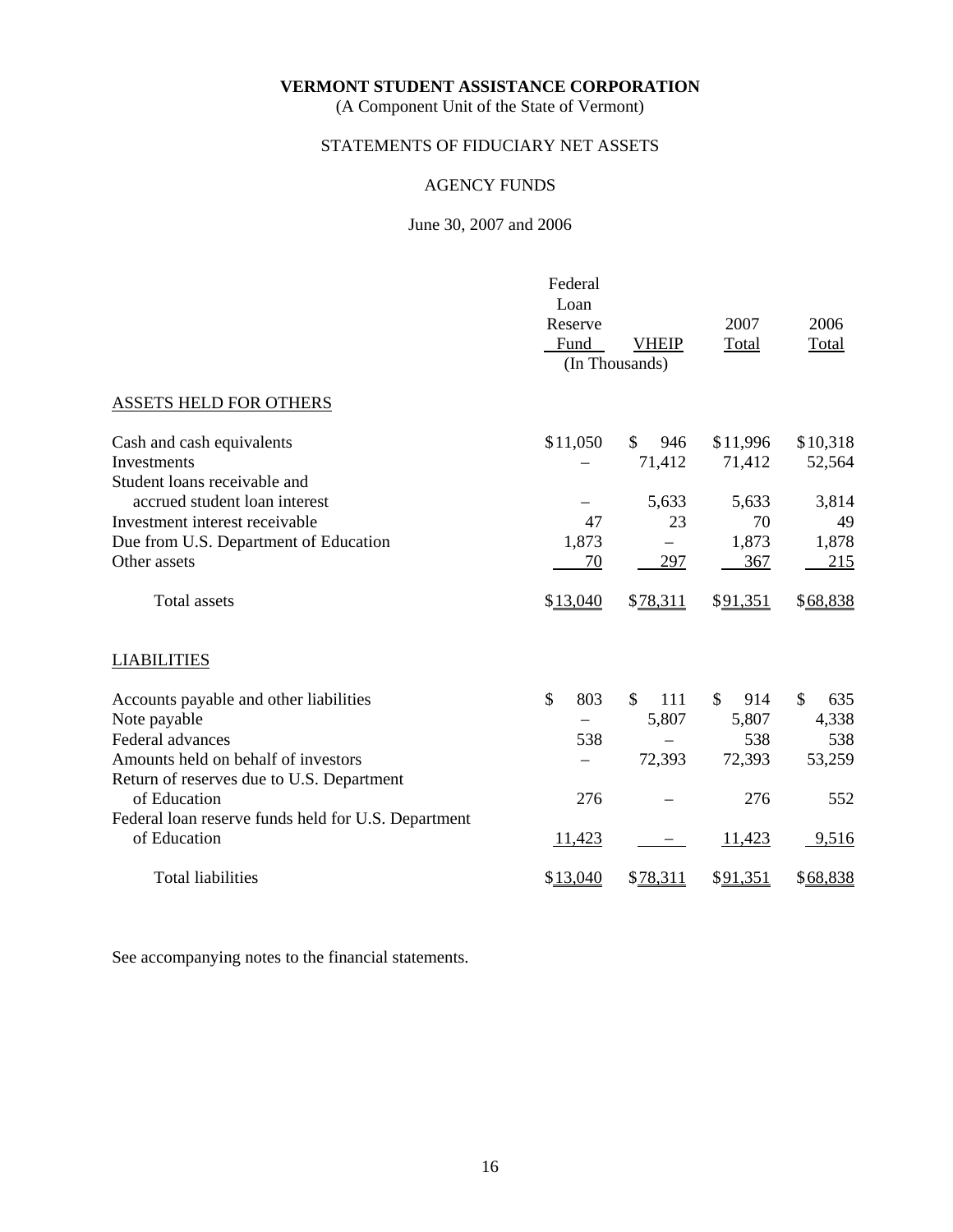**VERMONT STUDENT ASSISTANCE CORPORATION**
(A Component Unit of the State of Vermont)

STATEMENTS OF FIDUCIARY NET ASSETS

AGENCY FUNDS

June 30, 2007 and 2006

| | Federal Loan Reserve Fund | VHEIP | 2007 Total | 2006 Total |
|---|---|---|---|---|
| | (In Thousands) | | | |
| ASSETS HELD FOR OTHERS | | | | |
| Cash and cash equivalents | $11,050 | $ 946 | $11,996 | $10,318 |
| Investments | – | 71,412 | 71,412 | 52,564 |
| Student loans receivable and accrued student loan interest | – | 5,633 | 5,633 | 3,814 |
| Investment interest receivable | 47 | 23 | 70 | 49 |
| Due from U.S. Department of Education | 1,873 | – | 1,873 | 1,878 |
| Other assets | 70 | 297 | 367 | 215 |
| Total assets | $13,040 | $78,311 | $91,351 | $68,838 |
| LIABILITIES | | | | |
| Accounts payable and other liabilities | $ 803 | $ 111 | $ 914 | $ 635 |
| Note payable | – | 5,807 | 5,807 | 4,338 |
| Federal advances | 538 | – | 538 | 538 |
| Amounts held on behalf of investors | – | 72,393 | 72,393 | 53,259 |
| Return of reserves due to U.S. Department of Education | 276 | – | 276 | 552 |
| Federal loan reserve funds held for U.S. Department of Education | 11,423 | – | 11,423 | 9,516 |
| Total liabilities | $13,040 | $78,311 | $91,351 | $68,838 |

See accompanying notes to the financial statements.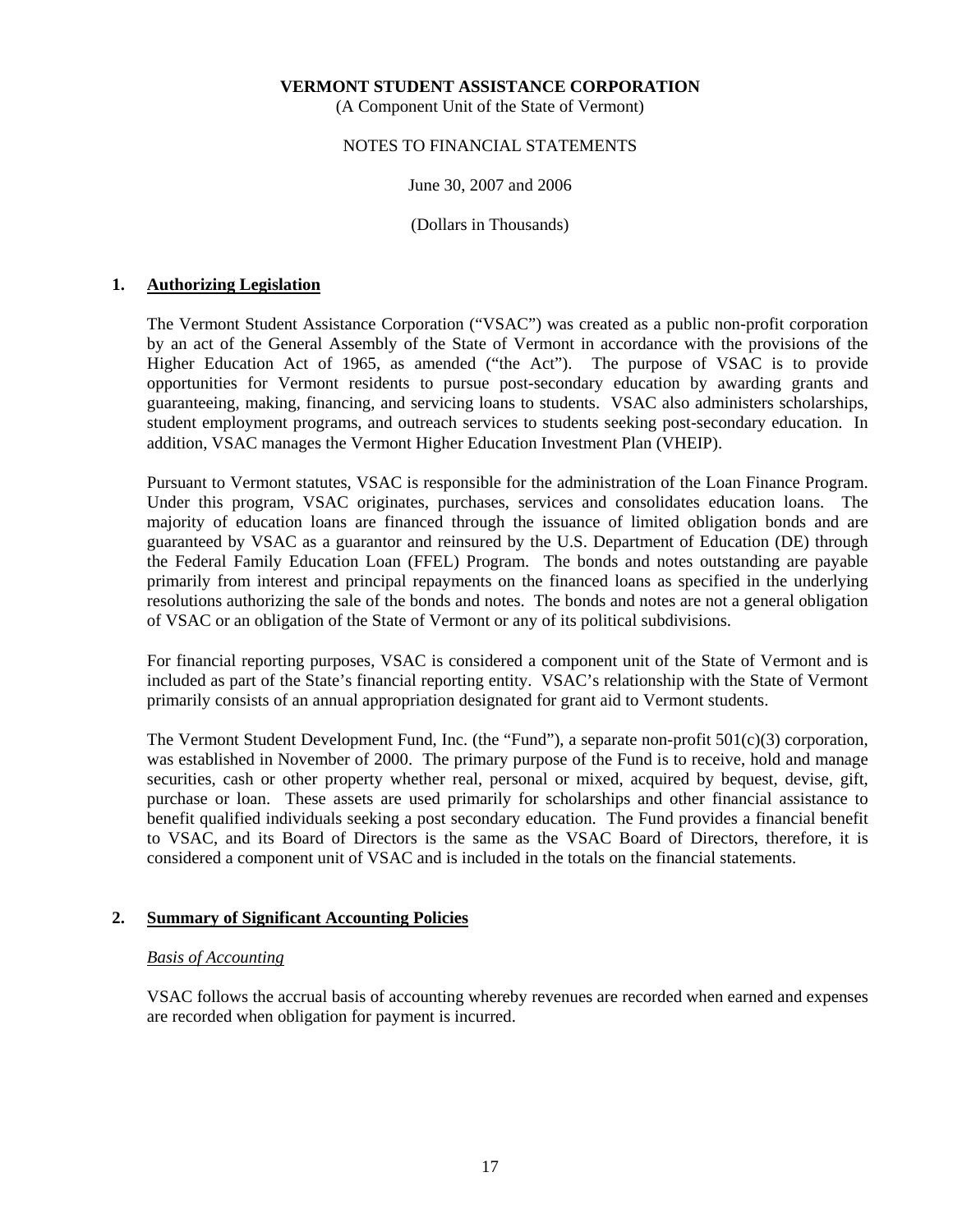**VERMONT STUDENT ASSISTANCE CORPORATION**
(A Component Unit of the State of Vermont)

NOTES TO FINANCIAL STATEMENTS

June 30, 2007 and 2006

(Dollars in Thousands)

## 1. Authorizing Legislation

The Vermont Student Assistance Corporation ("VSAC") was created as a public non-profit corporation by an act of the General Assembly of the State of Vermont in accordance with the provisions of the Higher Education Act of 1965, as amended ("the Act"). The purpose of VSAC is to provide opportunities for Vermont residents to pursue post-secondary education by awarding grants and guaranteeing, making, financing, and servicing loans to students. VSAC also administers scholarships, student employment programs, and outreach services to students seeking post-secondary education. In addition, VSAC manages the Vermont Higher Education Investment Plan (VHEIP).

Pursuant to Vermont statutes, VSAC is responsible for the administration of the Loan Finance Program. Under this program, VSAC originates, purchases, services and consolidates education loans. The majority of education loans are financed through the issuance of limited obligation bonds and are guaranteed by VSAC as a guarantor and reinsured by the U.S. Department of Education (DE) through the Federal Family Education Loan (FFEL) Program. The bonds and notes outstanding are payable primarily from interest and principal repayments on the financed loans as specified in the underlying resolutions authorizing the sale of the bonds and notes. The bonds and notes are not a general obligation of VSAC or an obligation of the State of Vermont or any of its political subdivisions.

For financial reporting purposes, VSAC is considered a component unit of the State of Vermont and is included as part of the State's financial reporting entity. VSAC's relationship with the State of Vermont primarily consists of an annual appropriation designated for grant aid to Vermont students.

The Vermont Student Development Fund, Inc. (the "Fund"), a separate non-profit 501(c)(3) corporation, was established in November of 2000. The primary purpose of the Fund is to receive, hold and manage securities, cash or other property whether real, personal or mixed, acquired by bequest, devise, gift, purchase or loan. These assets are used primarily for scholarships and other financial assistance to benefit qualified individuals seeking a post secondary education. The Fund provides a financial benefit to VSAC, and its Board of Directors is the same as the VSAC Board of Directors, therefore, it is considered a component unit of VSAC and is included in the totals on the financial statements.

## 2. Summary of Significant Accounting Policies

*Basis of Accounting*

VSAC follows the accrual basis of accounting whereby revenues are recorded when earned and expenses are recorded when obligation for payment is incurred.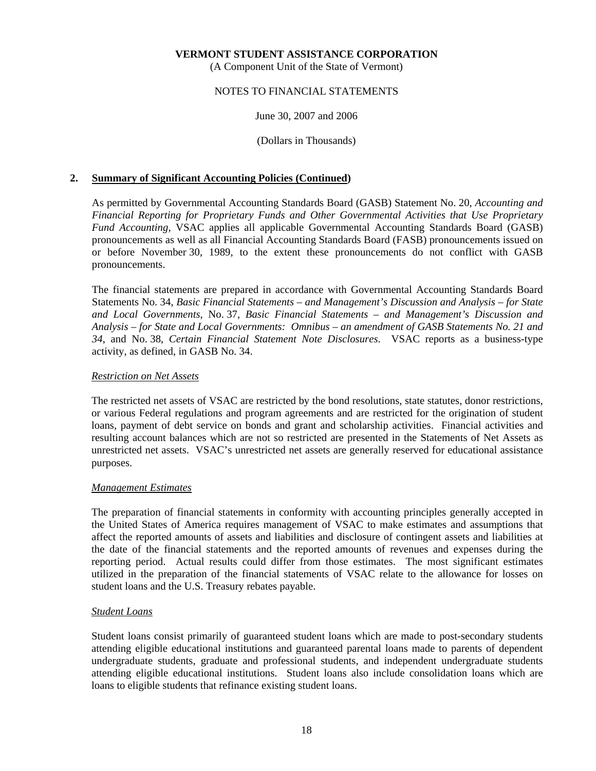**VERMONT STUDENT ASSISTANCE CORPORATION**
(A Component Unit of the State of Vermont)

NOTES TO FINANCIAL STATEMENTS

June 30, 2007 and 2006

(Dollars in Thousands)

## 2. Summary of Significant Accounting Policies (Continued)

As permitted by Governmental Accounting Standards Board (GASB) Statement No. 20, *Accounting and Financial Reporting for Proprietary Funds and Other Governmental Activities that Use Proprietary Fund Accounting*, VSAC applies all applicable Governmental Accounting Standards Board (GASB) pronouncements as well as all Financial Accounting Standards Board (FASB) pronouncements issued on or before November 30, 1989, to the extent these pronouncements do not conflict with GASB pronouncements.

The financial statements are prepared in accordance with Governmental Accounting Standards Board Statements No. 34, *Basic Financial Statements – and Management's Discussion and Analysis – for State and Local Governments*, No. 37, *Basic Financial Statements – and Management's Discussion and Analysis – for State and Local Governments: Omnibus – an amendment of GASB Statements No. 21 and 34*, and No. 38, *Certain Financial Statement Note Disclosures*. VSAC reports as a business-type activity, as defined, in GASB No. 34.

### *Restriction on Net Assets*

The restricted net assets of VSAC are restricted by the bond resolutions, state statutes, donor restrictions, or various Federal regulations and program agreements and are restricted for the origination of student loans, payment of debt service on bonds and grant and scholarship activities. Financial activities and resulting account balances which are not so restricted are presented in the Statements of Net Assets as unrestricted net assets. VSAC's unrestricted net assets are generally reserved for educational assistance purposes.

### *Management Estimates*

The preparation of financial statements in conformity with accounting principles generally accepted in the United States of America requires management of VSAC to make estimates and assumptions that affect the reported amounts of assets and liabilities and disclosure of contingent assets and liabilities at the date of the financial statements and the reported amounts of revenues and expenses during the reporting period. Actual results could differ from those estimates. The most significant estimates utilized in the preparation of the financial statements of VSAC relate to the allowance for losses on student loans and the U.S. Treasury rebates payable.

### *Student Loans*

Student loans consist primarily of guaranteed student loans which are made to post-secondary students attending eligible educational institutions and guaranteed parental loans made to parents of dependent undergraduate students, graduate and professional students, and independent undergraduate students attending eligible educational institutions. Student loans also include consolidation loans which are loans to eligible students that refinance existing student loans.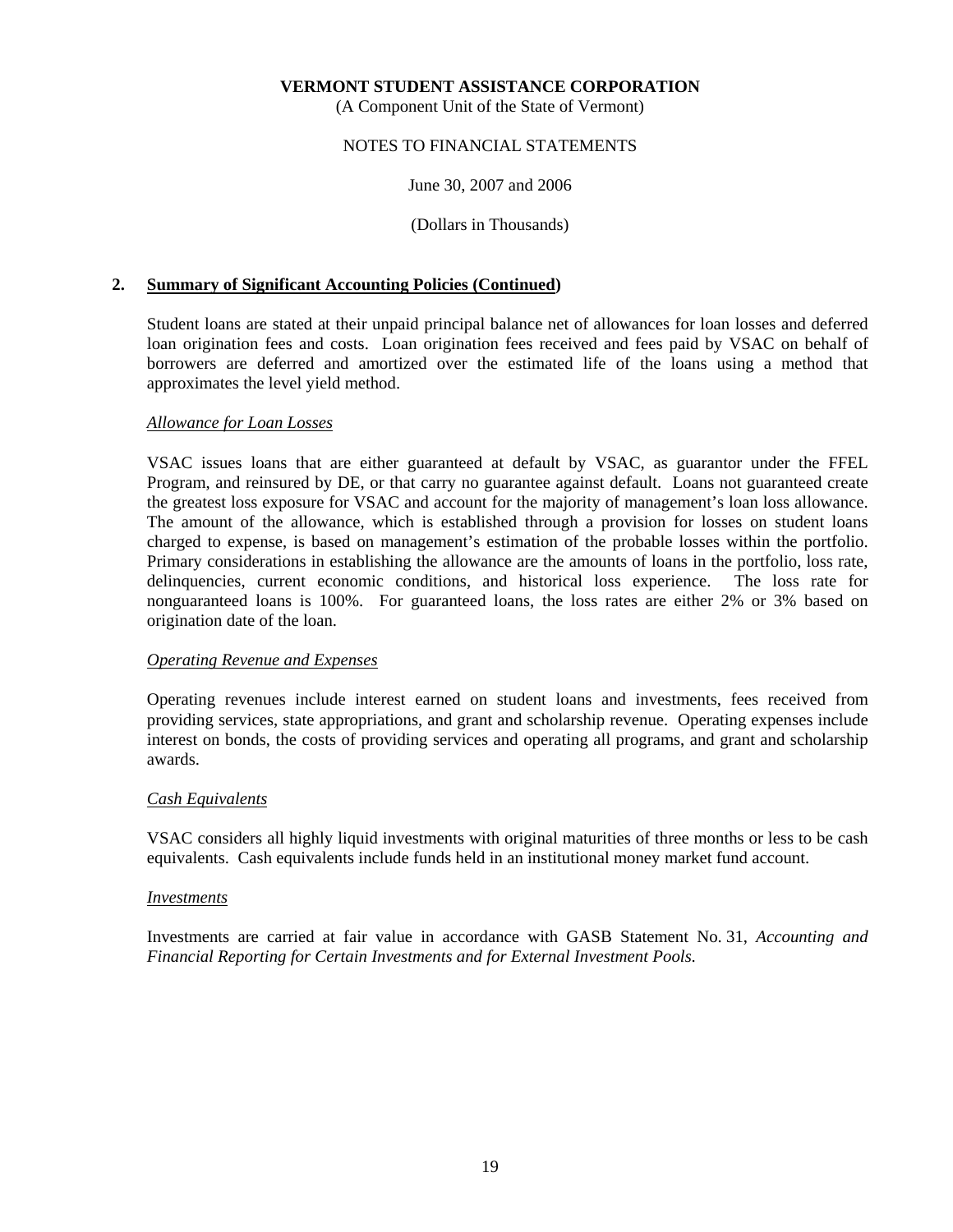**VERMONT STUDENT ASSISTANCE CORPORATION**
(A Component Unit of the State of Vermont)

NOTES TO FINANCIAL STATEMENTS

June 30, 2007 and 2006

(Dollars in Thousands)

## 2. Summary of Significant Accounting Policies (Continued)

Student loans are stated at their unpaid principal balance net of allowances for loan losses and deferred loan origination fees and costs. Loan origination fees received and fees paid by VSAC on behalf of borrowers are deferred and amortized over the estimated life of the loans using a method that approximates the level yield method.

### *Allowance for Loan Losses*

VSAC issues loans that are either guaranteed at default by VSAC, as guarantor under the FFEL Program, and reinsured by DE, or that carry no guarantee against default. Loans not guaranteed create the greatest loss exposure for VSAC and account for the majority of management's loan loss allowance. The amount of the allowance, which is established through a provision for losses on student loans charged to expense, is based on management's estimation of the probable losses within the portfolio. Primary considerations in establishing the allowance are the amounts of loans in the portfolio, loss rate, delinquencies, current economic conditions, and historical loss experience. The loss rate for nonguaranteed loans is 100%. For guaranteed loans, the loss rates are either 2% or 3% based on origination date of the loan.

### *Operating Revenue and Expenses*

Operating revenues include interest earned on student loans and investments, fees received from providing services, state appropriations, and grant and scholarship revenue. Operating expenses include interest on bonds, the costs of providing services and operating all programs, and grant and scholarship awards.

### *Cash Equivalents*

VSAC considers all highly liquid investments with original maturities of three months or less to be cash equivalents. Cash equivalents include funds held in an institutional money market fund account.

### *Investments*

Investments are carried at fair value in accordance with GASB Statement No. 31, *Accounting and Financial Reporting for Certain Investments and for External Investment Pools*.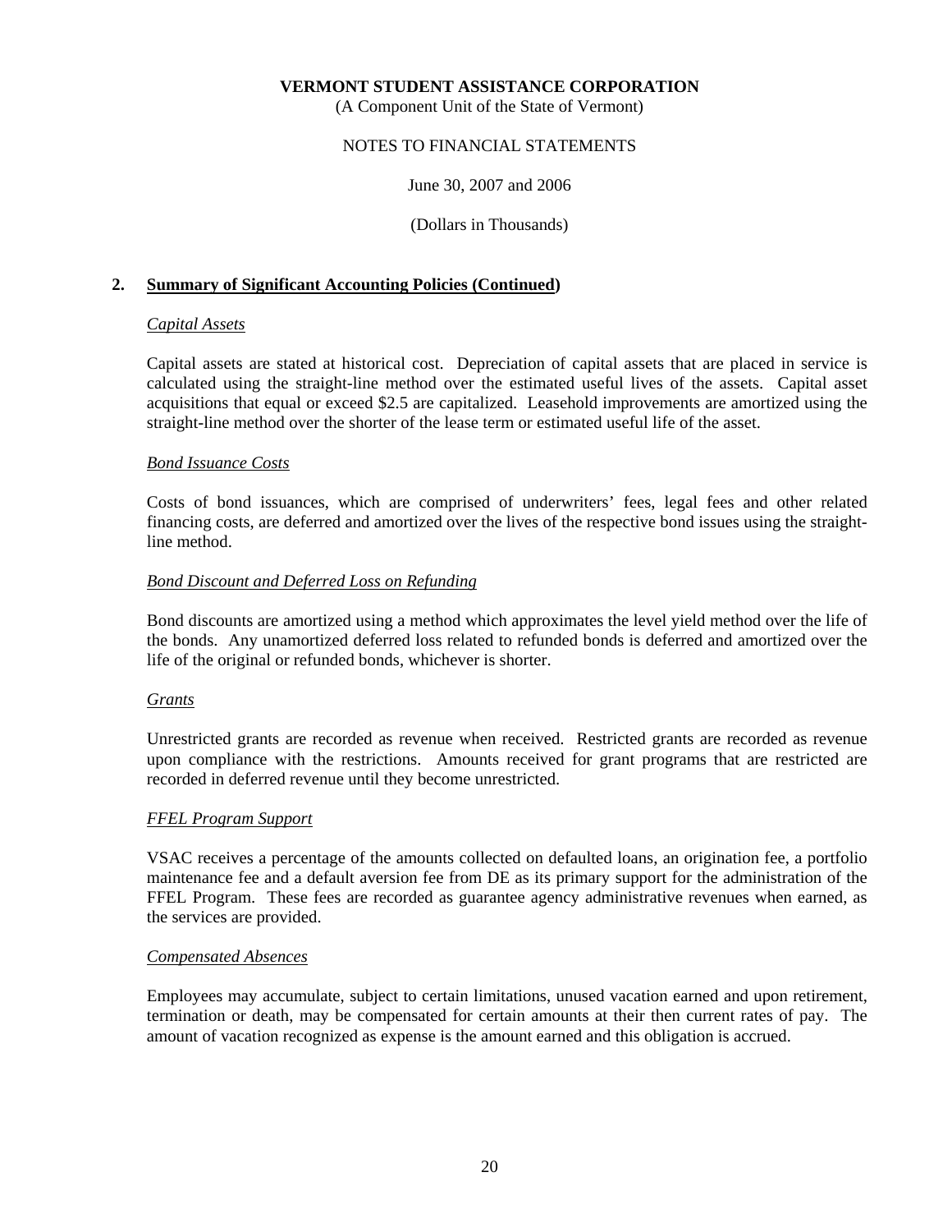**VERMONT STUDENT ASSISTANCE CORPORATION**
(A Component Unit of the State of Vermont)

NOTES TO FINANCIAL STATEMENTS

June 30, 2007 and 2006

(Dollars in Thousands)

## 2. Summary of Significant Accounting Policies (Continued)

*Capital Assets*

Capital assets are stated at historical cost. Depreciation of capital assets that are placed in service is calculated using the straight-line method over the estimated useful lives of the assets. Capital asset acquisitions that equal or exceed $2.5 are capitalized. Leasehold improvements are amortized using the straight-line method over the shorter of the lease term or estimated useful life of the asset.

*Bond Issuance Costs*

Costs of bond issuances, which are comprised of underwriters' fees, legal fees and other related financing costs, are deferred and amortized over the lives of the respective bond issues using the straight-line method.

*Bond Discount and Deferred Loss on Refunding*

Bond discounts are amortized using a method which approximates the level yield method over the life of the bonds. Any unamortized deferred loss related to refunded bonds is deferred and amortized over the life of the original or refunded bonds, whichever is shorter.

*Grants*

Unrestricted grants are recorded as revenue when received. Restricted grants are recorded as revenue upon compliance with the restrictions. Amounts received for grant programs that are restricted are recorded in deferred revenue until they become unrestricted.

*FFEL Program Support*

VSAC receives a percentage of the amounts collected on defaulted loans, an origination fee, a portfolio maintenance fee and a default aversion fee from DE as its primary support for the administration of the FFEL Program. These fees are recorded as guarantee agency administrative revenues when earned, as the services are provided.

*Compensated Absences*

Employees may accumulate, subject to certain limitations, unused vacation earned and upon retirement, termination or death, may be compensated for certain amounts at their then current rates of pay. The amount of vacation recognized as expense is the amount earned and this obligation is accrued.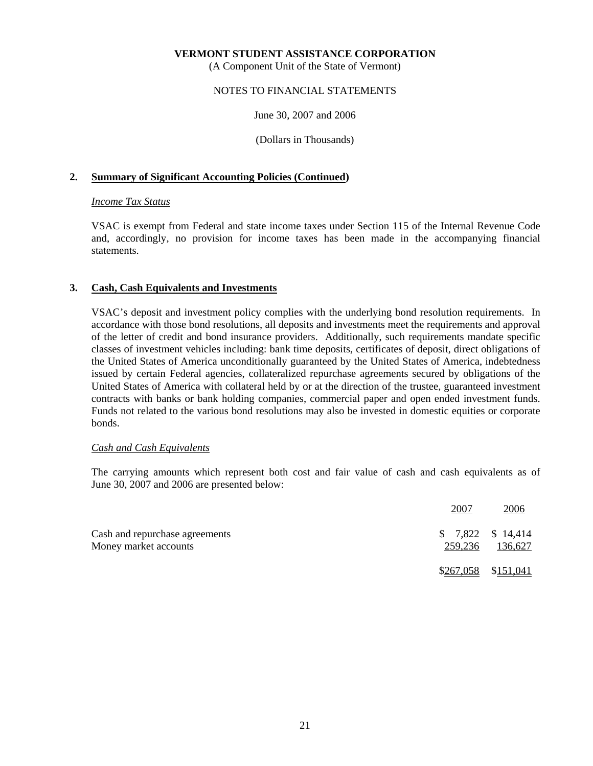**VERMONT STUDENT ASSISTANCE CORPORATION**
(A Component Unit of the State of Vermont)

NOTES TO FINANCIAL STATEMENTS

June 30, 2007 and 2006

(Dollars in Thousands)

## 2. Summary of Significant Accounting Policies (Continued)

*Income Tax Status*

VSAC is exempt from Federal and state income taxes under Section 115 of the Internal Revenue Code and, accordingly, no provision for income taxes has been made in the accompanying financial statements.

## 3. Cash, Cash Equivalents and Investments

VSAC's deposit and investment policy complies with the underlying bond resolution requirements. In accordance with those bond resolutions, all deposits and investments meet the requirements and approval of the letter of credit and bond insurance providers. Additionally, such requirements mandate specific classes of investment vehicles including: bank time deposits, certificates of deposit, direct obligations of the United States of America unconditionally guaranteed by the United States of America, indebtedness issued by certain Federal agencies, collateralized repurchase agreements secured by obligations of the United States of America with collateral held by or at the direction of the trustee, guaranteed investment contracts with banks or bank holding companies, commercial paper and open ended investment funds. Funds not related to the various bond resolutions may also be invested in domestic equities or corporate bonds.

*Cash and Cash Equivalents*

The carrying amounts which represent both cost and fair value of cash and cash equivalents as of June 30, 2007 and 2006 are presented below:

| | 2007 | 2006 |
|---|---|---|
| Cash and repurchase agreements | $ 7,822 | $ 14,414 |
| Money market accounts | 259,236 | 136,627 |
| | $267,058 | $151,041 |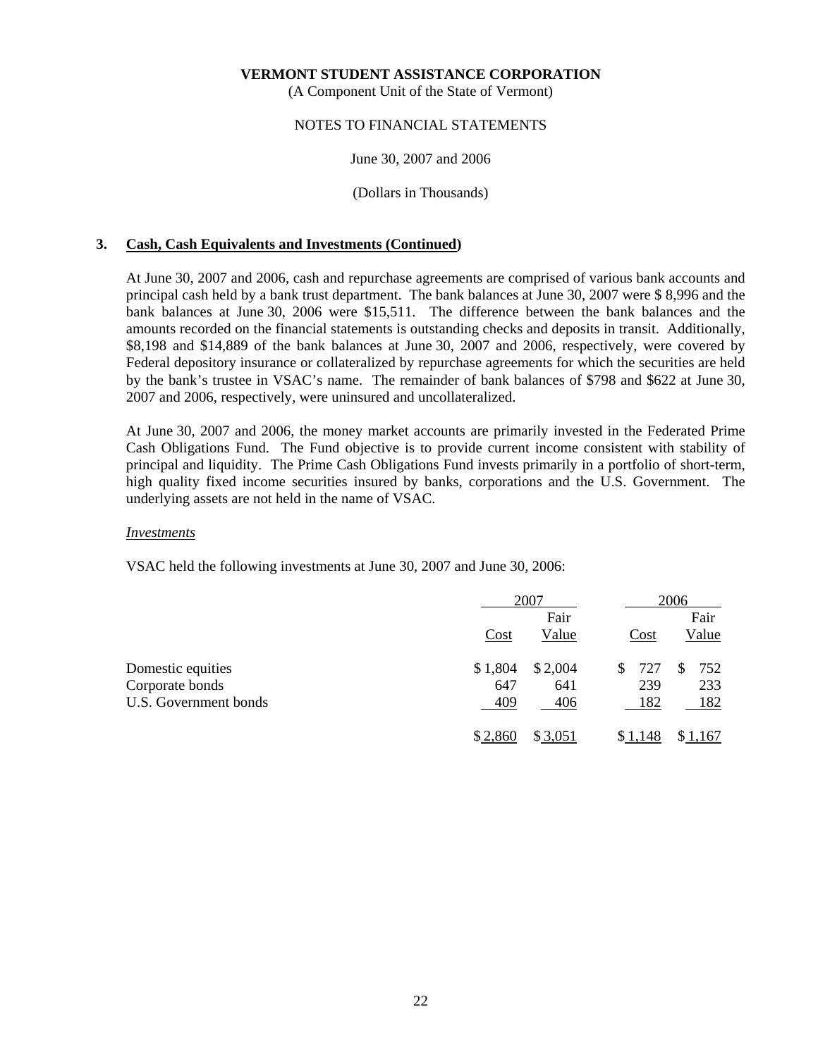**VERMONT STUDENT ASSISTANCE CORPORATION**
(A Component Unit of the State of Vermont)

NOTES TO FINANCIAL STATEMENTS

June 30, 2007 and 2006

(Dollars in Thousands)

## 3. Cash, Cash Equivalents and Investments (Continued)

At June 30, 2007 and 2006, cash and repurchase agreements are comprised of various bank accounts and principal cash held by a bank trust department. The bank balances at June 30, 2007 were $ 8,996 and the bank balances at June 30, 2006 were $15,511. The difference between the bank balances and the amounts recorded on the financial statements is outstanding checks and deposits in transit. Additionally, $8,198 and $14,889 of the bank balances at June 30, 2007 and 2006, respectively, were covered by Federal depository insurance or collateralized by repurchase agreements for which the securities are held by the bank's trustee in VSAC's name. The remainder of bank balances of $798 and $622 at June 30, 2007 and 2006, respectively, were uninsured and uncollateralized.

At June 30, 2007 and 2006, the money market accounts are primarily invested in the Federated Prime Cash Obligations Fund. The Fund objective is to provide current income consistent with stability of principal and liquidity. The Prime Cash Obligations Fund invests primarily in a portfolio of short-term, high quality fixed income securities insured by banks, corporations and the U.S. Government. The underlying assets are not held in the name of VSAC.

*Investments*

VSAC held the following investments at June 30, 2007 and June 30, 2006:

| | 2007 | | 2006 | |
|---|---|---|---|---|
| | Cost | Fair Value | Cost | Fair Value |
| Domestic equities | $ 1,804 | $ 2,004 | $ 727 | $ 752 |
| Corporate bonds | 647 | 641 | 239 | 233 |
| U.S. Government bonds | 409 | 406 | 182 | 182 |
| | $ 2,860 | $ 3,051 | $ 1,148 | $ 1,167 |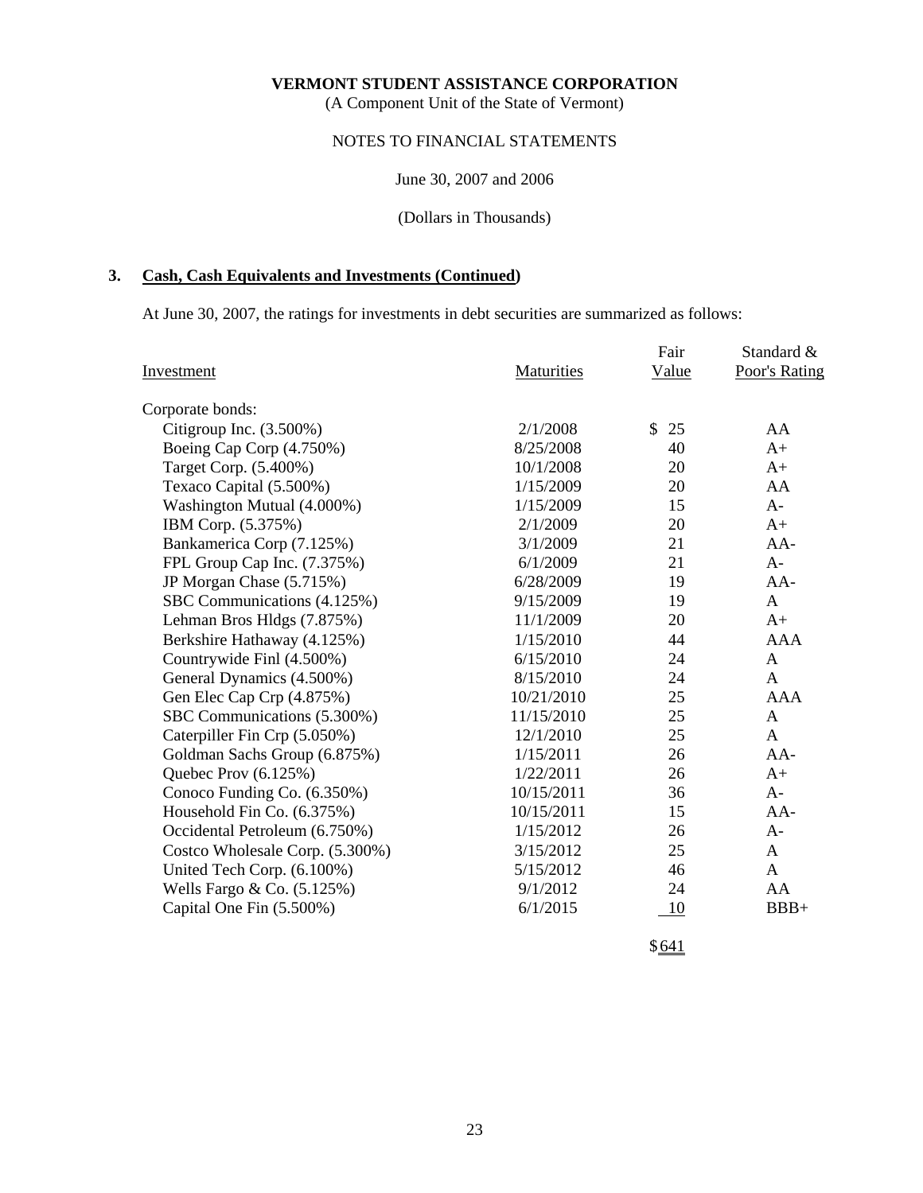**VERMONT STUDENT ASSISTANCE CORPORATION**
(A Component Unit of the State of Vermont)

NOTES TO FINANCIAL STATEMENTS

June 30, 2007 and 2006

(Dollars in Thousands)

## 3. Cash, Cash Equivalents and Investments (Continued)

At June 30, 2007, the ratings for investments in debt securities are summarized as follows:

| Investment | Maturities | Fair Value | Standard & Poor's Rating |
|---|---|---|---|
| Corporate bonds: | | | |
| Citigroup Inc. (3.500%) | 2/1/2008 | $ 25 | AA |
| Boeing Cap Corp (4.750%) | 8/25/2008 | 40 | A+ |
| Target Corp. (5.400%) | 10/1/2008 | 20 | A+ |
| Texaco Capital (5.500%) | 1/15/2009 | 20 | AA |
| Washington Mutual (4.000%) | 1/15/2009 | 15 | A- |
| IBM Corp. (5.375%) | 2/1/2009 | 20 | A+ |
| Bankamerica Corp (7.125%) | 3/1/2009 | 21 | AA- |
| FPL Group Cap Inc. (7.375%) | 6/1/2009 | 21 | A- |
| JP Morgan Chase (5.715%) | 6/28/2009 | 19 | AA- |
| SBC Communications (4.125%) | 9/15/2009 | 19 | A |
| Lehman Bros Hldgs (7.875%) | 11/1/2009 | 20 | A+ |
| Berkshire Hathaway (4.125%) | 1/15/2010 | 44 | AAA |
| Countrywide Finl (4.500%) | 6/15/2010 | 24 | A |
| General Dynamics (4.500%) | 8/15/2010 | 24 | A |
| Gen Elec Cap Crp (4.875%) | 10/21/2010 | 25 | AAA |
| SBC Communications (5.300%) | 11/15/2010 | 25 | A |
| Caterpiller Fin Crp (5.050%) | 12/1/2010 | 25 | A |
| Goldman Sachs Group (6.875%) | 1/15/2011 | 26 | AA- |
| Quebec Prov (6.125%) | 1/22/2011 | 26 | A+ |
| Conoco Funding Co. (6.350%) | 10/15/2011 | 36 | A- |
| Household Fin Co. (6.375%) | 10/15/2011 | 15 | AA- |
| Occidental Petroleum (6.750%) | 1/15/2012 | 26 | A- |
| Costco Wholesale Corp. (5.300%) | 3/15/2012 | 25 | A |
| United Tech Corp. (6.100%) | 5/15/2012 | 46 | A |
| Wells Fargo & Co. (5.125%) | 9/1/2012 | 24 | AA |
| Capital One Fin (5.500%) | 6/1/2015 | 10 | BBB+ |
| | | $641 | |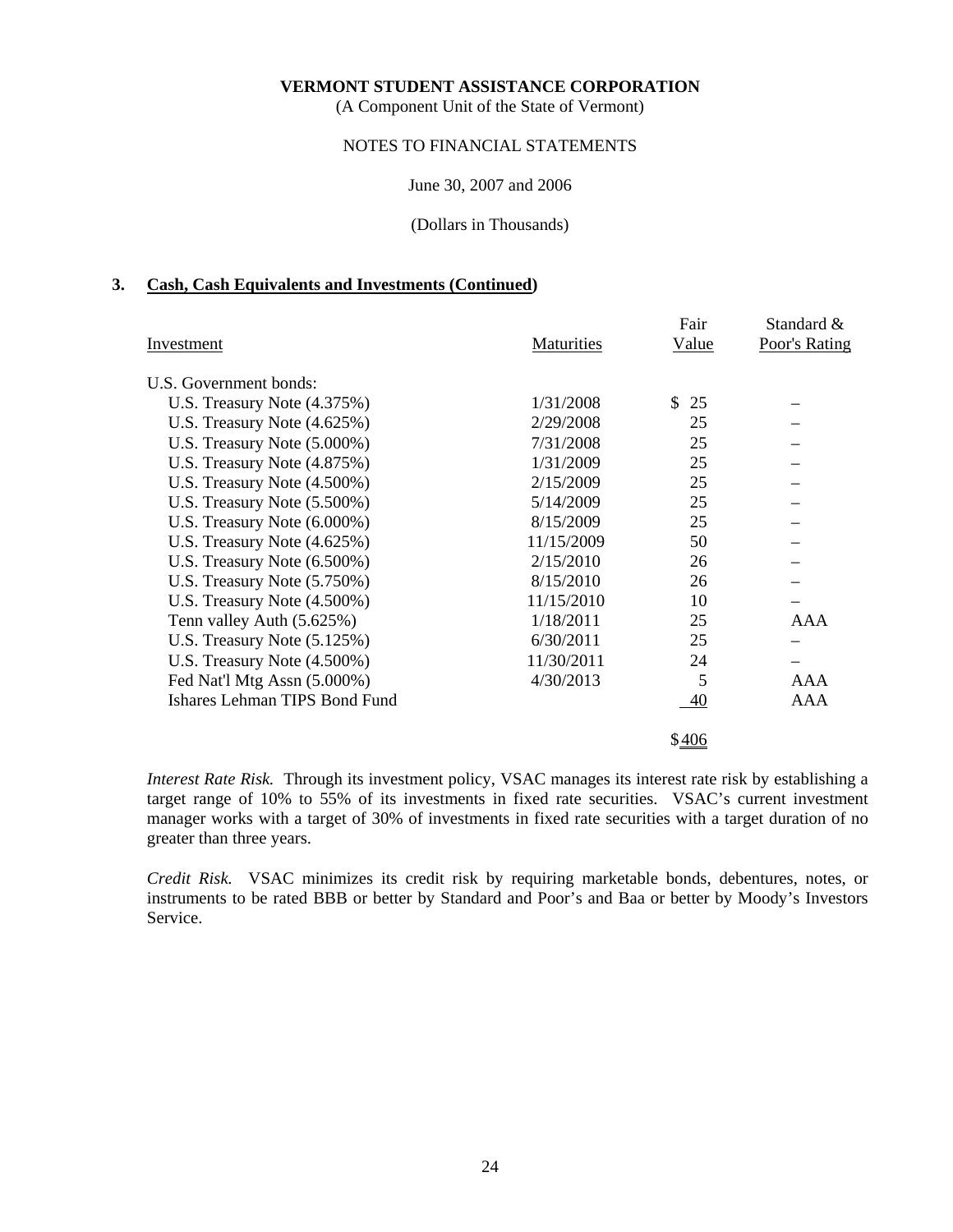**VERMONT STUDENT ASSISTANCE CORPORATION**
(A Component Unit of the State of Vermont)

NOTES TO FINANCIAL STATEMENTS

June 30, 2007 and 2006

(Dollars in Thousands)

## 3. Cash, Cash Equivalents and Investments (Continued)

| Investment | Maturities | Fair Value | Standard & Poor's Rating |
|---|---|---|---|
| U.S. Government bonds: | | | |
| U.S. Treasury Note (4.375%) | 1/31/2008 | $ 25 | – |
| U.S. Treasury Note (4.625%) | 2/29/2008 | 25 | – |
| U.S. Treasury Note (5.000%) | 7/31/2008 | 25 | – |
| U.S. Treasury Note (4.875%) | 1/31/2009 | 25 | – |
| U.S. Treasury Note (4.500%) | 2/15/2009 | 25 | – |
| U.S. Treasury Note (5.500%) | 5/14/2009 | 25 | – |
| U.S. Treasury Note (6.000%) | 8/15/2009 | 25 | – |
| U.S. Treasury Note (4.625%) | 11/15/2009 | 50 | – |
| U.S. Treasury Note (6.500%) | 2/15/2010 | 26 | – |
| U.S. Treasury Note (5.750%) | 8/15/2010 | 26 | – |
| U.S. Treasury Note (4.500%) | 11/15/2010 | 10 | – |
| Tenn valley Auth (5.625%) | 1/18/2011 | 25 | AAA |
| U.S. Treasury Note (5.125%) | 6/30/2011 | 25 | – |
| U.S. Treasury Note (4.500%) | 11/30/2011 | 24 | – |
| Fed Nat'l Mtg Assn (5.000%) | 4/30/2013 | 5 | AAA |
| Ishares Lehman TIPS Bond Fund | | 40 | AAA |
| | | $406 | |

*Interest Rate Risk.* Through its investment policy, VSAC manages its interest rate risk by establishing a target range of 10% to 55% of its investments in fixed rate securities. VSAC's current investment manager works with a target of 30% of investments in fixed rate securities with a target duration of no greater than three years.

*Credit Risk.* VSAC minimizes its credit risk by requiring marketable bonds, debentures, notes, or instruments to be rated BBB or better by Standard and Poor's and Baa or better by Moody's Investors Service.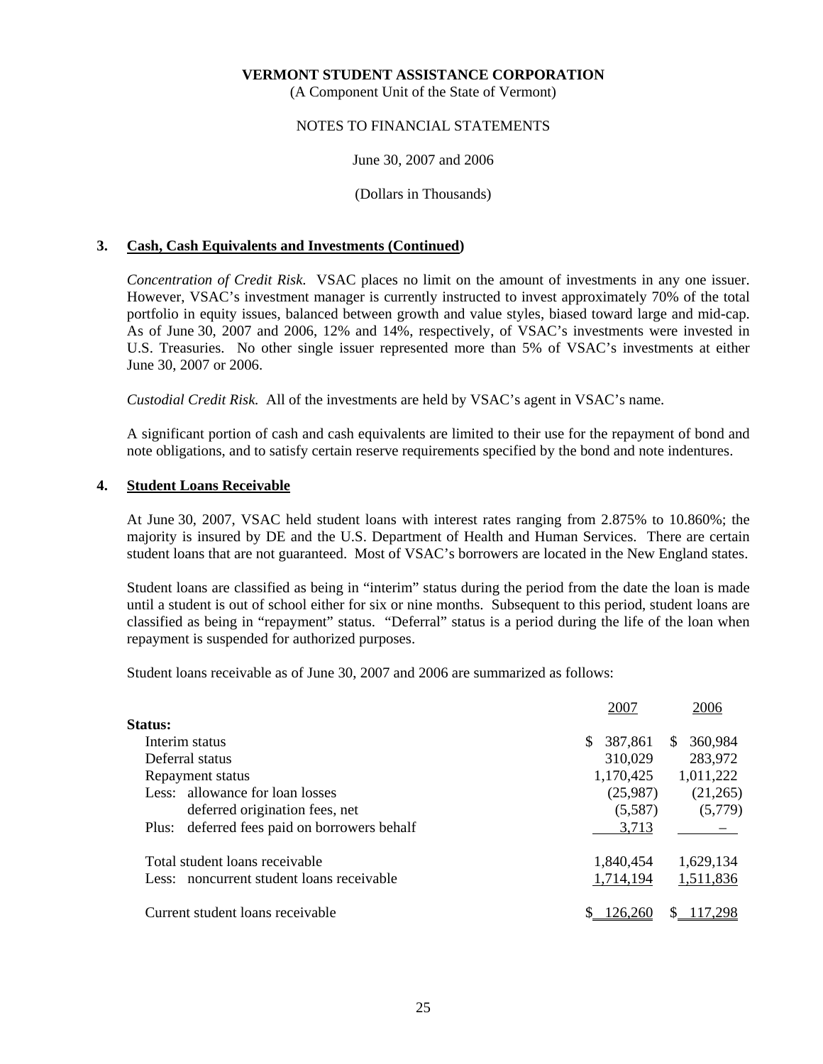## 3. Cash, Cash Equivalents and Investments (Continued)

*Concentration of Credit Risk.* VSAC places no limit on the amount of investments in any one issuer. However, VSAC's investment manager is currently instructed to invest approximately 70% of the total portfolio in equity issues, balanced between growth and value styles, biased toward large and mid-cap. As of June 30, 2007 and 2006, 12% and 14%, respectively, of VSAC's investments were invested in U.S. Treasuries. No other single issuer represented more than 5% of VSAC's investments at either June 30, 2007 or 2006.

*Custodial Credit Risk.* All of the investments are held by VSAC's agent in VSAC's name.

A significant portion of cash and cash equivalents are limited to their use for the repayment of bond and note obligations, and to satisfy certain reserve requirements specified by the bond and note indentures.

## 4. Student Loans Receivable

At June 30, 2007, VSAC held student loans with interest rates ranging from 2.875% to 10.860%; the majority is insured by DE and the U.S. Department of Health and Human Services. There are certain student loans that are not guaranteed. Most of VSAC's borrowers are located in the New England states.

Student loans are classified as being in "interim" status during the period from the date the loan is made until a student is out of school either for six or nine months. Subsequent to this period, student loans are classified as being in "repayment" status. "Deferral" status is a period during the life of the loan when repayment is suspended for authorized purposes.

Student loans receivable as of June 30, 2007 and 2006 are summarized as follows:

| | 2007 | 2006 |
|---|---|---|
| **Status:** | | |
| Interim status | $ 387,861 | $ 360,984 |
| Deferral status | 310,029 | 283,972 |
| Repayment status | 1,170,425 | 1,011,222 |
| Less: allowance for loan losses | (25,987) | (21,265) |
| deferred origination fees, net | (5,587) | (5,779) |
| Plus: deferred fees paid on borrowers behalf | 3,713 | – |
| Total student loans receivable | 1,840,454 | 1,629,134 |
| Less: noncurrent student loans receivable | 1,714,194 | 1,511,836 |
| Current student loans receivable | $ 126,260 | $ 117,298 |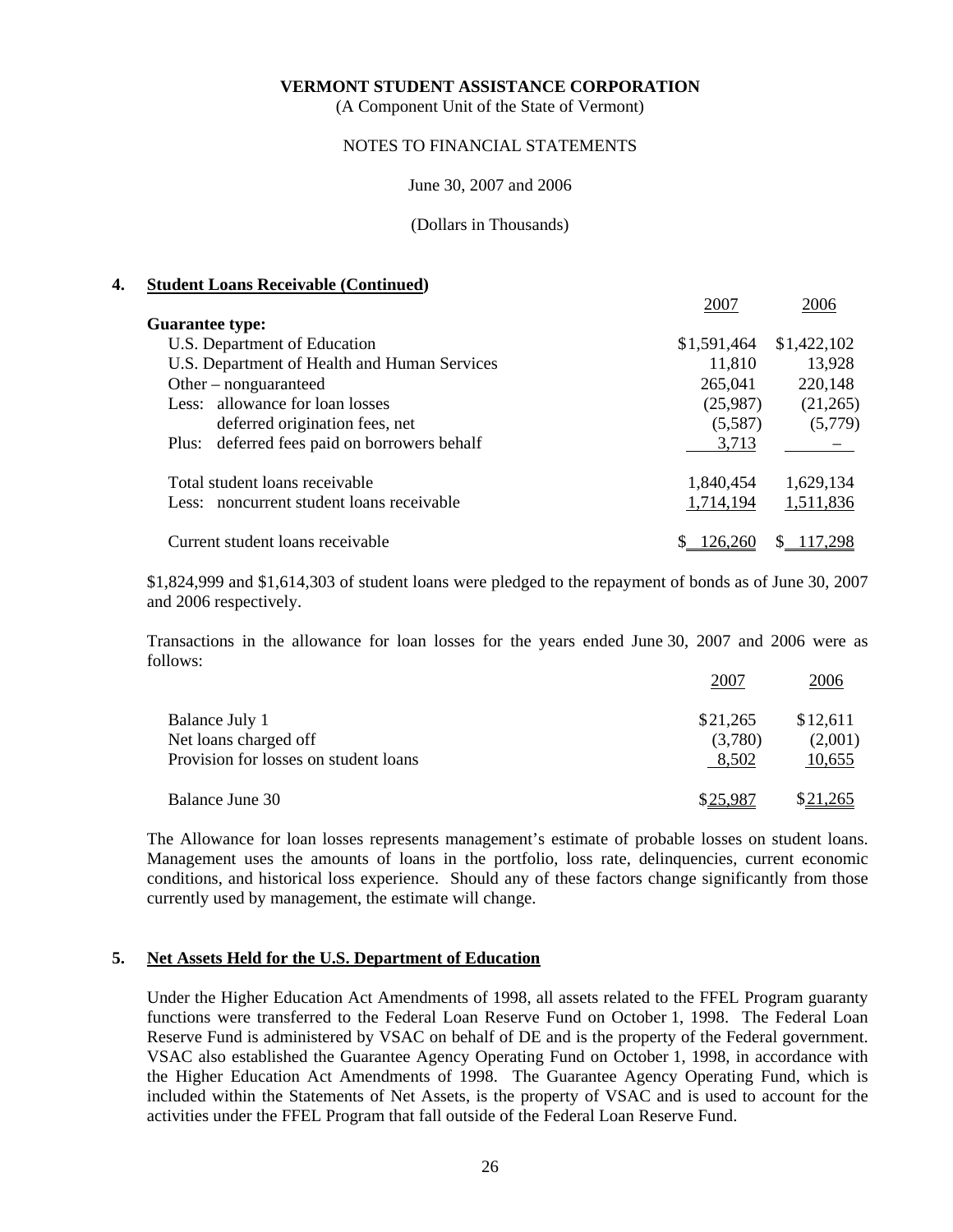**VERMONT STUDENT ASSISTANCE CORPORATION**
(A Component Unit of the State of Vermont)

NOTES TO FINANCIAL STATEMENTS

June 30, 2007 and 2006

(Dollars in Thousands)

## 4. Student Loans Receivable (Continued)

| | 2007 | 2006 |
|---|---|---|
| **Guarantee type:** | | |
| U.S. Department of Education | $1,591,464 | $1,422,102 |
| U.S. Department of Health and Human Services | 11,810 | 13,928 |
| Other – nonguaranteed | 265,041 | 220,148 |
| Less: allowance for loan losses | (25,987) | (21,265) |
| deferred origination fees, net | (5,587) | (5,779) |
| Plus: deferred fees paid on borrowers behalf | 3,713 | – |
| Total student loans receivable | 1,840,454 | 1,629,134 |
| Less: noncurrent student loans receivable | 1,714,194 | 1,511,836 |
| Current student loans receivable | $ 126,260 | $ 117,298 |

$1,824,999 and $1,614,303 of student loans were pledged to the repayment of bonds as of June 30, 2007 and 2006 respectively.

Transactions in the allowance for loan losses for the years ended June 30, 2007 and 2006 were as follows:

| | 2007 | 2006 |
|---|---|---|
| Balance July 1 | $21,265 | $12,611 |
| Net loans charged off | (3,780) | (2,001) |
| Provision for losses on student loans | 8,502 | 10,655 |
| Balance June 30 | $25,987 | $21,265 |

The Allowance for loan losses represents management's estimate of probable losses on student loans. Management uses the amounts of loans in the portfolio, loss rate, delinquencies, current economic conditions, and historical loss experience. Should any of these factors change significantly from those currently used by management, the estimate will change.

## 5. Net Assets Held for the U.S. Department of Education

Under the Higher Education Act Amendments of 1998, all assets related to the FFEL Program guaranty functions were transferred to the Federal Loan Reserve Fund on October 1, 1998. The Federal Loan Reserve Fund is administered by VSAC on behalf of DE and is the property of the Federal government. VSAC also established the Guarantee Agency Operating Fund on October 1, 1998, in accordance with the Higher Education Act Amendments of 1998. The Guarantee Agency Operating Fund, which is included within the Statements of Net Assets, is the property of VSAC and is used to account for the activities under the FFEL Program that fall outside of the Federal Loan Reserve Fund.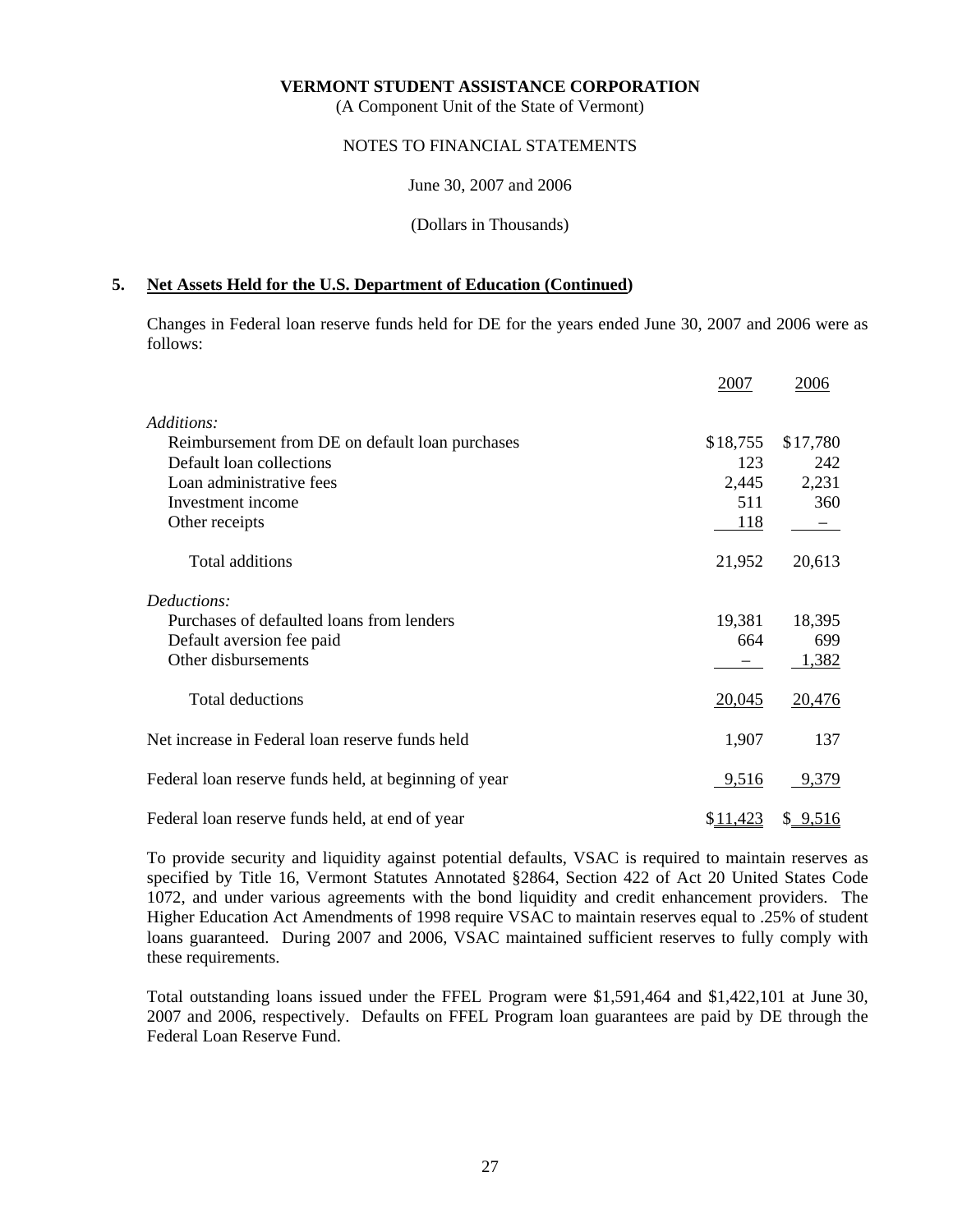**VERMONT STUDENT ASSISTANCE CORPORATION**
(A Component Unit of the State of Vermont)

NOTES TO FINANCIAL STATEMENTS

June 30, 2007 and 2006

(Dollars in Thousands)

## 5. Net Assets Held for the U.S. Department of Education (Continued)

Changes in Federal loan reserve funds held for DE for the years ended June 30, 2007 and 2006 were as follows:

| | 2007 | 2006 |
|---|---|---|
| *Additions:* | | |
| Reimbursement from DE on default loan purchases | $18,755 | $17,780 |
| Default loan collections | 123 | 242 |
| Loan administrative fees | 2,445 | 2,231 |
| Investment income | 511 | 360 |
| Other receipts | 118 | – |
| Total additions | 21,952 | 20,613 |
| *Deductions:* | | |
| Purchases of defaulted loans from lenders | 19,381 | 18,395 |
| Default aversion fee paid | 664 | 699 |
| Other disbursements | – | 1,382 |
| Total deductions | 20,045 | 20,476 |
| Net increase in Federal loan reserve funds held | 1,907 | 137 |
| Federal loan reserve funds held, at beginning of year | 9,516 | 9,379 |
| Federal loan reserve funds held, at end of year | $11,423 | $ 9,516 |

To provide security and liquidity against potential defaults, VSAC is required to maintain reserves as specified by Title 16, Vermont Statutes Annotated §2864, Section 422 of Act 20 United States Code 1072, and under various agreements with the bond liquidity and credit enhancement providers. The Higher Education Act Amendments of 1998 require VSAC to maintain reserves equal to .25% of student loans guaranteed. During 2007 and 2006, VSAC maintained sufficient reserves to fully comply with these requirements.

Total outstanding loans issued under the FFEL Program were $1,591,464 and $1,422,101 at June 30, 2007 and 2006, respectively. Defaults on FFEL Program loan guarantees are paid by DE through the Federal Loan Reserve Fund.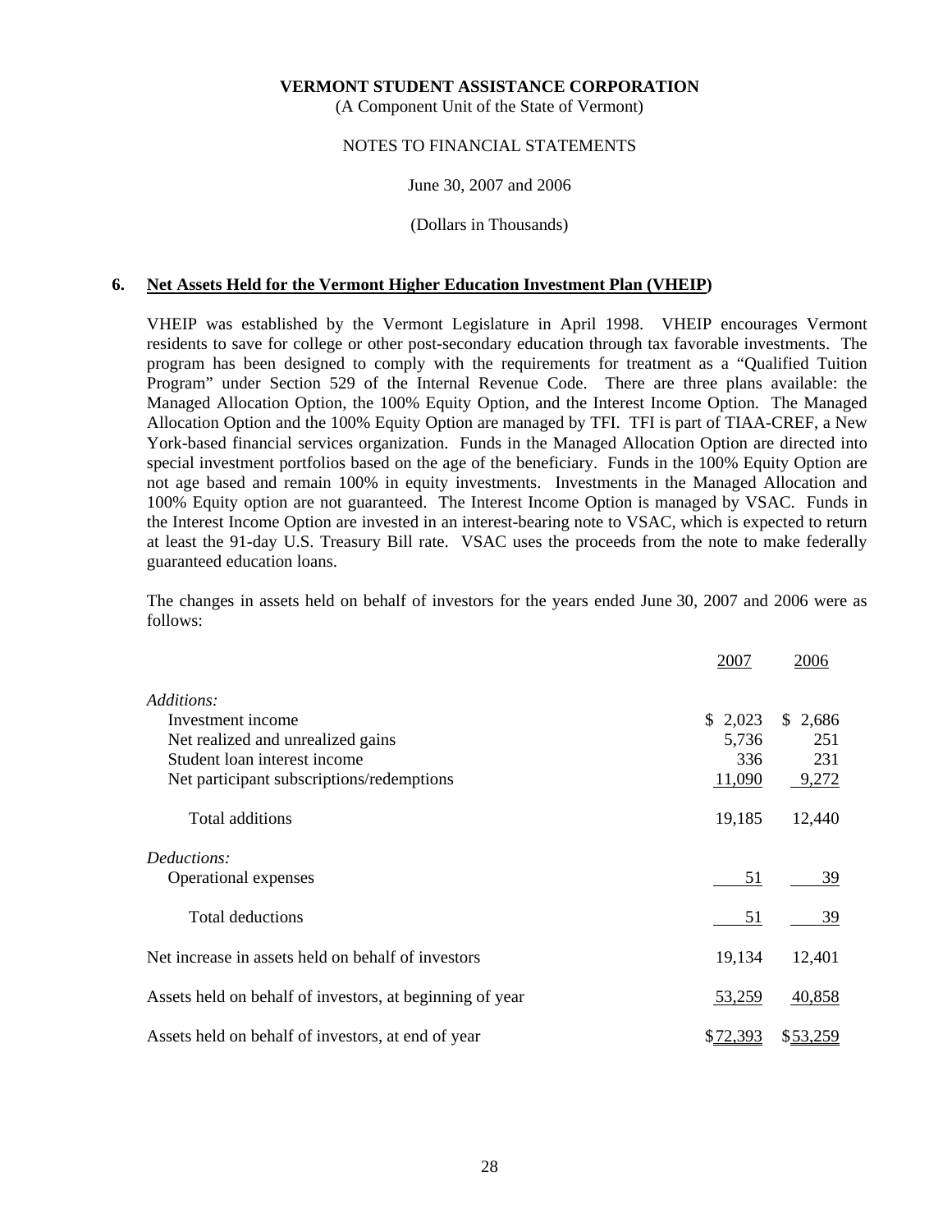**VERMONT STUDENT ASSISTANCE CORPORATION**
(A Component Unit of the State of Vermont)

NOTES TO FINANCIAL STATEMENTS

June 30, 2007 and 2006

(Dollars in Thousands)

## 6. Net Assets Held for the Vermont Higher Education Investment Plan (VHEIP)

VHEIP was established by the Vermont Legislature in April 1998. VHEIP encourages Vermont residents to save for college or other post-secondary education through tax favorable investments. The program has been designed to comply with the requirements for treatment as a "Qualified Tuition Program" under Section 529 of the Internal Revenue Code. There are three plans available: the Managed Allocation Option, the 100% Equity Option, and the Interest Income Option. The Managed Allocation Option and the 100% Equity Option are managed by TFI. TFI is part of TIAA-CREF, a New York-based financial services organization. Funds in the Managed Allocation Option are directed into special investment portfolios based on the age of the beneficiary. Funds in the 100% Equity Option are not age based and remain 100% in equity investments. Investments in the Managed Allocation and 100% Equity option are not guaranteed. The Interest Income Option is managed by VSAC. Funds in the Interest Income Option are invested in an interest-bearing note to VSAC, which is expected to return at least the 91-day U.S. Treasury Bill rate. VSAC uses the proceeds from the note to make federally guaranteed education loans.

The changes in assets held on behalf of investors for the years ended June 30, 2007 and 2006 were as follows:

| | 2007 | 2006 |
|---|---|---|
| *Additions:* | | |
| Investment income | $ 2,023 | $ 2,686 |
| Net realized and unrealized gains | 5,736 | 251 |
| Student loan interest income | 336 | 231 |
| Net participant subscriptions/redemptions | 11,090 | 9,272 |
| Total additions | 19,185 | 12,440 |
| *Deductions:* | | |
| Operational expenses | 51 | 39 |
| Total deductions | 51 | 39 |
| Net increase in assets held on behalf of investors | 19,134 | 12,401 |
| Assets held on behalf of investors, at beginning of year | 53,259 | 40,858 |
| Assets held on behalf of investors, at end of year | $72,393 | $53,259 |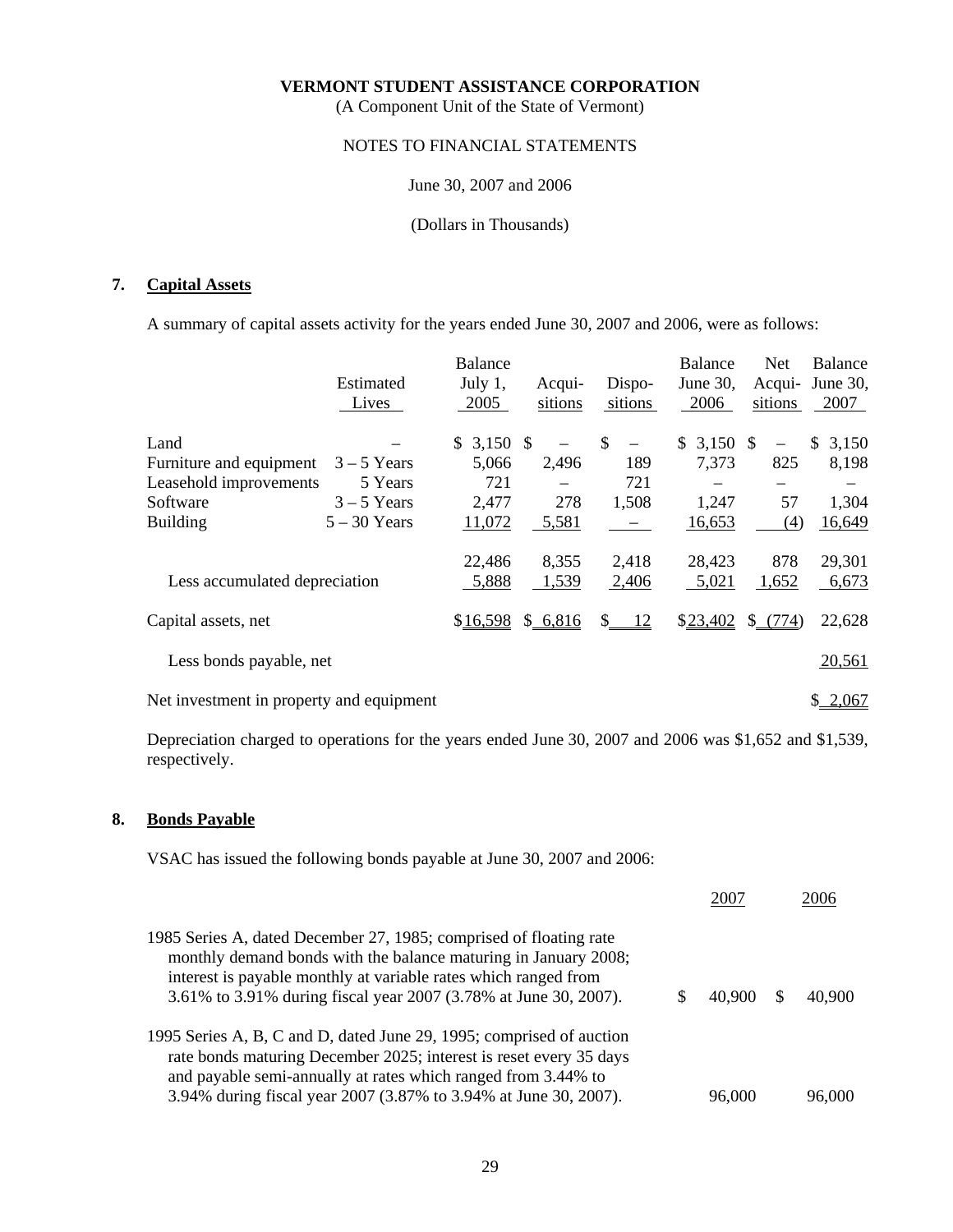**VERMONT STUDENT ASSISTANCE CORPORATION**
(A Component Unit of the State of Vermont)

NOTES TO FINANCIAL STATEMENTS

June 30, 2007 and 2006

(Dollars in Thousands)

## 7. Capital Assets

A summary of capital assets activity for the years ended June 30, 2007 and 2006, were as follows:

| | Estimated Lives | Balance July 1, 2005 | Acquisitions | Dispositions | Balance June 30, 2006 | Net Acquisitions | Balance June 30, 2007 |
|---|---|---|---|---|---|---|---|
| Land | – | $ 3,150 | $ – | $ – | $ 3,150 | $ – | $ 3,150 |
| Furniture and equipment | 3 – 5 Years | 5,066 | 2,496 | 189 | 7,373 | 825 | 8,198 |
| Leasehold improvements | 5 Years | 721 | – | 721 | – | – | – |
| Software | 3 – 5 Years | 2,477 | 278 | 1,508 | 1,247 | 57 | 1,304 |
| Building | 5 – 30 Years | 11,072 | 5,581 | – | 16,653 | (4) | 16,649 |
| | | 22,486 | 8,355 | 2,418 | 28,423 | 878 | 29,301 |
| Less accumulated depreciation | | 5,888 | 1,539 | 2,406 | 5,021 | 1,652 | 6,673 |
| Capital assets, net | | $16,598 | $ 6,816 | $ 12 | $23,402 | $ (774) | 22,628 |
| Less bonds payable, net | | | | | | | 20,561 |
| Net investment in property and equipment | | | | | | | $ 2,067 |

Depreciation charged to operations for the years ended June 30, 2007 and 2006 was $1,652 and $1,539, respectively.

## 8. Bonds Payable

VSAC has issued the following bonds payable at June 30, 2007 and 2006:

| | 2007 | 2006 |
|---|---|---|
| 1985 Series A, dated December 27, 1985; comprised of floating rate monthly demand bonds with the balance maturing in January 2008; interest is payable monthly at variable rates which ranged from 3.61% to 3.91% during fiscal year 2007 (3.78% at June 30, 2007). | $ 40,900 | $ 40,900 |
| 1995 Series A, B, C and D, dated June 29, 1995; comprised of auction rate bonds maturing December 2025; interest is reset every 35 days and payable semi-annually at rates which ranged from 3.44% to 3.94% during fiscal year 2007 (3.87% to 3.94% at June 30, 2007). | 96,000 | 96,000 |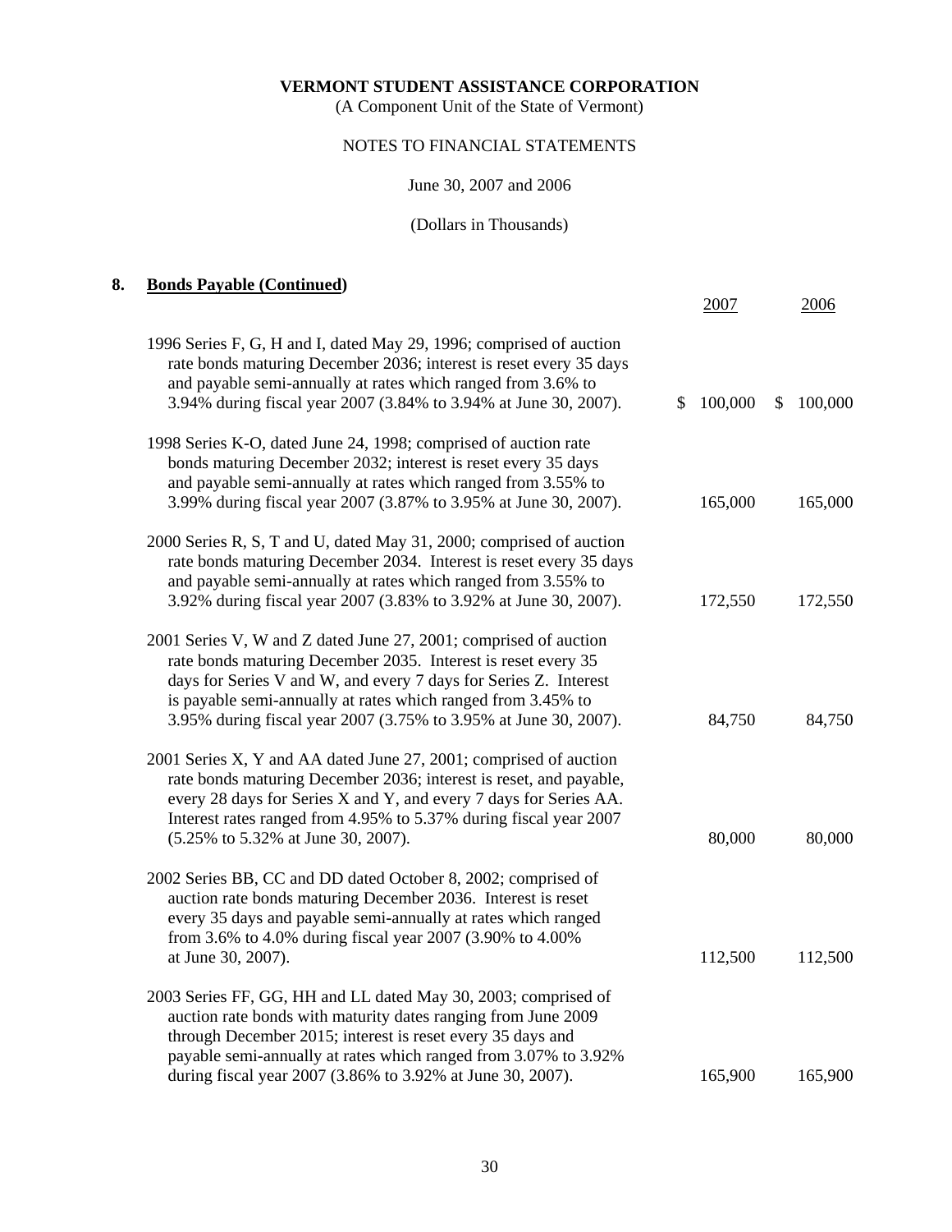**VERMONT STUDENT ASSISTANCE CORPORATION**
(A Component Unit of the State of Vermont)

NOTES TO FINANCIAL STATEMENTS

June 30, 2007 and 2006

(Dollars in Thousands)

## 8. Bonds Payable (Continued)

| | 2007 | 2006 |
|---|---|---|
| 1996 Series F, G, H and I, dated May 29, 1996; comprised of auction rate bonds maturing December 2036; interest is reset every 35 days and payable semi-annually at rates which ranged from 3.6% to 3.94% during fiscal year 2007 (3.84% to 3.94% at June 30, 2007). | $ 100,000 | $ 100,000 |
| 1998 Series K-O, dated June 24, 1998; comprised of auction rate bonds maturing December 2032; interest is reset every 35 days and payable semi-annually at rates which ranged from 3.55% to 3.99% during fiscal year 2007 (3.87% to 3.95% at June 30, 2007). | 165,000 | 165,000 |
| 2000 Series R, S, T and U, dated May 31, 2000; comprised of auction rate bonds maturing December 2034. Interest is reset every 35 days and payable semi-annually at rates which ranged from 3.55% to 3.92% during fiscal year 2007 (3.83% to 3.92% at June 30, 2007). | 172,550 | 172,550 |
| 2001 Series V, W and Z dated June 27, 2001; comprised of auction rate bonds maturing December 2035. Interest is reset every 35 days for Series V and W, and every 7 days for Series Z. Interest is payable semi-annually at rates which ranged from 3.45% to 3.95% during fiscal year 2007 (3.75% to 3.95% at June 30, 2007). | 84,750 | 84,750 |
| 2001 Series X, Y and AA dated June 27, 2001; comprised of auction rate bonds maturing December 2036; interest is reset, and payable, every 28 days for Series X and Y, and every 7 days for Series AA. Interest rates ranged from 4.95% to 5.37% during fiscal year 2007 (5.25% to 5.32% at June 30, 2007). | 80,000 | 80,000 |
| 2002 Series BB, CC and DD dated October 8, 2002; comprised of auction rate bonds maturing December 2036. Interest is reset every 35 days and payable semi-annually at rates which ranged from 3.6% to 4.0% during fiscal year 2007 (3.90% to 4.00% at June 30, 2007). | 112,500 | 112,500 |
| 2003 Series FF, GG, HH and LL dated May 30, 2003; comprised of auction rate bonds with maturity dates ranging from June 2009 through December 2015; interest is reset every 35 days and payable semi-annually at rates which ranged from 3.07% to 3.92% during fiscal year 2007 (3.86% to 3.92% at June 30, 2007). | 165,900 | 165,900 |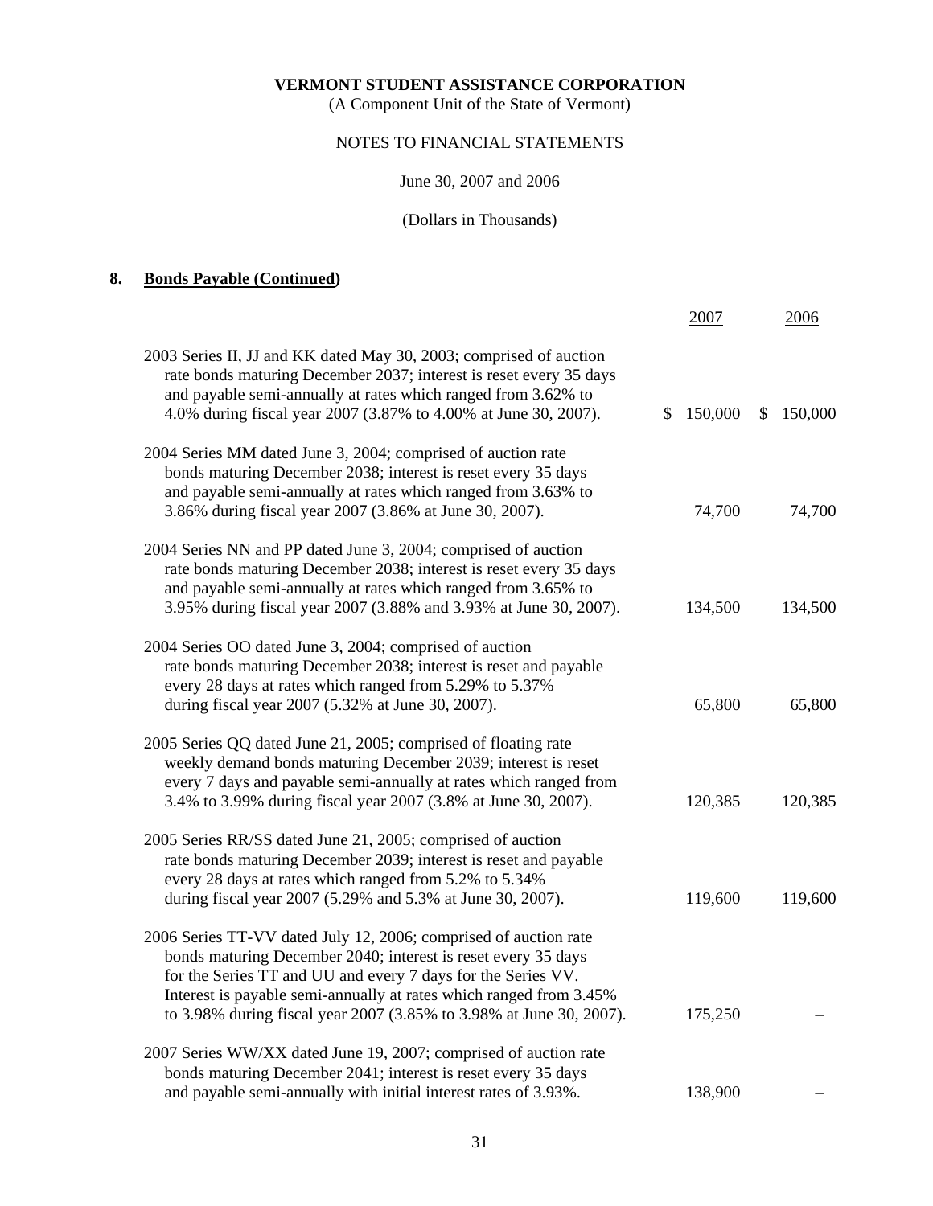**VERMONT STUDENT ASSISTANCE CORPORATION**
(A Component Unit of the State of Vermont)

NOTES TO FINANCIAL STATEMENTS

June 30, 2007 and 2006

(Dollars in Thousands)

## 8. Bonds Payable (Continued)

| | 2007 | 2006 |
|---|---|---|
| 2003 Series II, JJ and KK dated May 30, 2003; comprised of auction rate bonds maturing December 2037; interest is reset every 35 days and payable semi-annually at rates which ranged from 3.62% to 4.0% during fiscal year 2007 (3.87% to 4.00% at June 30, 2007). | $ 150,000 | $ 150,000 |
| 2004 Series MM dated June 3, 2004; comprised of auction rate bonds maturing December 2038; interest is reset every 35 days and payable semi-annually at rates which ranged from 3.63% to 3.86% during fiscal year 2007 (3.86% at June 30, 2007). | 74,700 | 74,700 |
| 2004 Series NN and PP dated June 3, 2004; comprised of auction rate bonds maturing December 2038; interest is reset every 35 days and payable semi-annually at rates which ranged from 3.65% to 3.95% during fiscal year 2007 (3.88% and 3.93% at June 30, 2007). | 134,500 | 134,500 |
| 2004 Series OO dated June 3, 2004; comprised of auction rate bonds maturing December 2038; interest is reset and payable every 28 days at rates which ranged from 5.29% to 5.37% during fiscal year 2007 (5.32% at June 30, 2007). | 65,800 | 65,800 |
| 2005 Series QQ dated June 21, 2005; comprised of floating rate weekly demand bonds maturing December 2039; interest is reset every 7 days and payable semi-annually at rates which ranged from 3.4% to 3.99% during fiscal year 2007 (3.8% at June 30, 2007). | 120,385 | 120,385 |
| 2005 Series RR/SS dated June 21, 2005; comprised of auction rate bonds maturing December 2039; interest is reset and payable every 28 days at rates which ranged from 5.2% to 5.34% during fiscal year 2007 (5.29% and 5.3% at June 30, 2007). | 119,600 | 119,600 |
| 2006 Series TT-VV dated July 12, 2006; comprised of auction rate bonds maturing December 2040; interest is reset every 35 days for the Series TT and UU and every 7 days for the Series VV. Interest is payable semi-annually at rates which ranged from 3.45% to 3.98% during fiscal year 2007 (3.85% to 3.98% at June 30, 2007). | 175,250 | – |
| 2007 Series WW/XX dated June 19, 2007; comprised of auction rate bonds maturing December 2041; interest is reset every 35 days and payable semi-annually with initial interest rates of 3.93%. | 138,900 | – |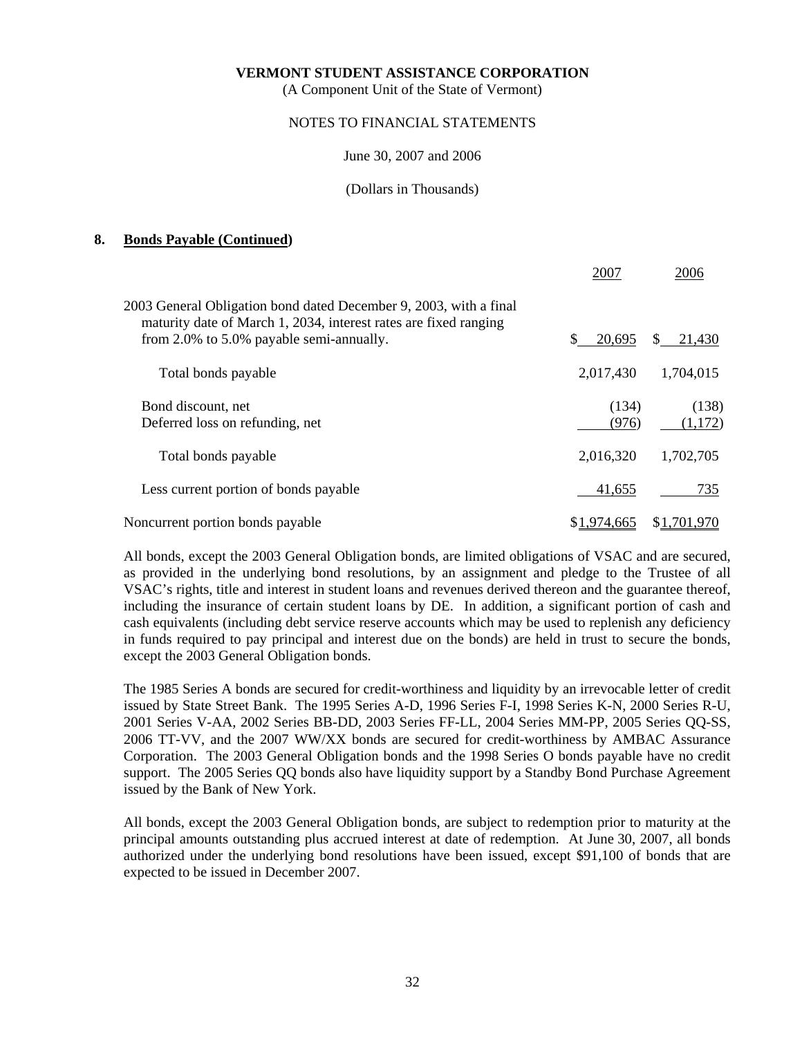**VERMONT STUDENT ASSISTANCE CORPORATION**
(A Component Unit of the State of Vermont)

NOTES TO FINANCIAL STATEMENTS

June 30, 2007 and 2006

(Dollars in Thousands)

## 8. Bonds Payable (Continued)

| | 2007 | 2006 |
|---|---|---|
| 2003 General Obligation bond dated December 9, 2003, with a final maturity date of March 1, 2034, interest rates are fixed ranging from 2.0% to 5.0% payable semi-annually. | $ 20,695 | $ 21,430 |
| Total bonds payable | 2,017,430 | 1,704,015 |
| Bond discount, net | (134) | (138) |
| Deferred loss on refunding, net | (976) | (1,172) |
| Total bonds payable | 2,016,320 | 1,702,705 |
| Less current portion of bonds payable | 41,655 | 735 |
| Noncurrent portion bonds payable | $1,974,665 | $1,701,970 |

All bonds, except the 2003 General Obligation bonds, are limited obligations of VSAC and are secured, as provided in the underlying bond resolutions, by an assignment and pledge to the Trustee of all VSAC's rights, title and interest in student loans and revenues derived thereon and the guarantee thereof, including the insurance of certain student loans by DE. In addition, a significant portion of cash and cash equivalents (including debt service reserve accounts which may be used to replenish any deficiency in funds required to pay principal and interest due on the bonds) are held in trust to secure the bonds, except the 2003 General Obligation bonds.

The 1985 Series A bonds are secured for credit-worthiness and liquidity by an irrevocable letter of credit issued by State Street Bank. The 1995 Series A-D, 1996 Series F-I, 1998 Series K-N, 2000 Series R-U, 2001 Series V-AA, 2002 Series BB-DD, 2003 Series FF-LL, 2004 Series MM-PP, 2005 Series QQ-SS, 2006 TT-VV, and the 2007 WW/XX bonds are secured for credit-worthiness by AMBAC Assurance Corporation. The 2003 General Obligation bonds and the 1998 Series O bonds payable have no credit support. The 2005 Series QQ bonds also have liquidity support by a Standby Bond Purchase Agreement issued by the Bank of New York.

All bonds, except the 2003 General Obligation bonds, are subject to redemption prior to maturity at the principal amounts outstanding plus accrued interest at date of redemption. At June 30, 2007, all bonds authorized under the underlying bond resolutions have been issued, except $91,100 of bonds that are expected to be issued in December 2007.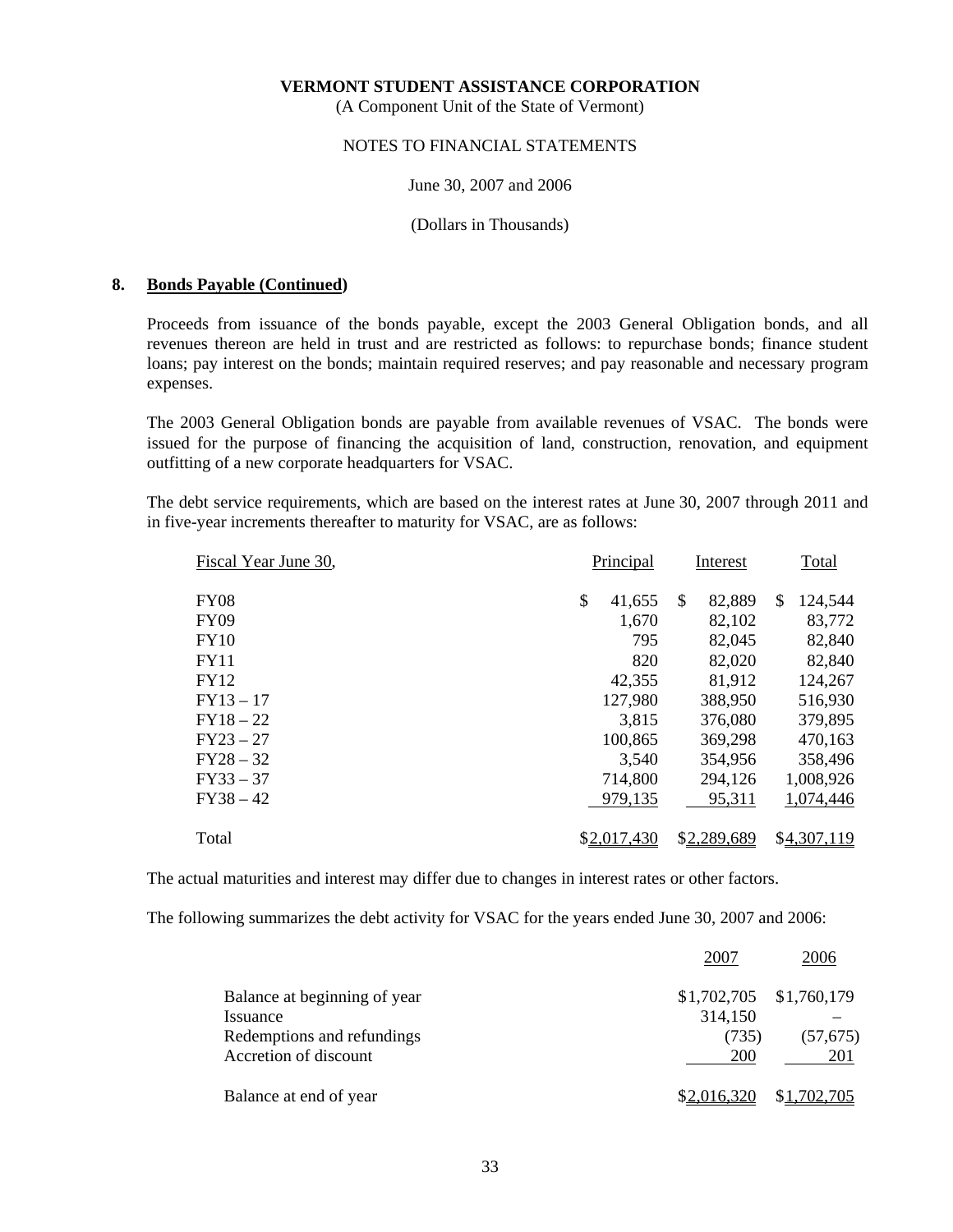**VERMONT STUDENT ASSISTANCE CORPORATION**
(A Component Unit of the State of Vermont)

NOTES TO FINANCIAL STATEMENTS

June 30, 2007 and 2006

(Dollars in Thousands)

## 8. Bonds Payable (Continued)

Proceeds from issuance of the bonds payable, except the 2003 General Obligation bonds, and all revenues thereon are held in trust and are restricted as follows: to repurchase bonds; finance student loans; pay interest on the bonds; maintain required reserves; and pay reasonable and necessary program expenses.

The 2003 General Obligation bonds are payable from available revenues of VSAC. The bonds were issued for the purpose of financing the acquisition of land, construction, renovation, and equipment outfitting of a new corporate headquarters for VSAC.

The debt service requirements, which are based on the interest rates at June 30, 2007 through 2011 and in five-year increments thereafter to maturity for VSAC, are as follows:

| Fiscal Year June 30, | Principal | Interest | Total |
|---|---|---|---|
| FY08 | $ 41,655 | $ 82,889 | $ 124,544 |
| FY09 | 1,670 | 82,102 | 83,772 |
| FY10 | 795 | 82,045 | 82,840 |
| FY11 | 820 | 82,020 | 82,840 |
| FY12 | 42,355 | 81,912 | 124,267 |
| FY13 – 17 | 127,980 | 388,950 | 516,930 |
| FY18 – 22 | 3,815 | 376,080 | 379,895 |
| FY23 – 27 | 100,865 | 369,298 | 470,163 |
| FY28 – 32 | 3,540 | 354,956 | 358,496 |
| FY33 – 37 | 714,800 | 294,126 | 1,008,926 |
| FY38 – 42 | 979,135 | 95,311 | 1,074,446 |
| Total | $2,017,430 | $2,289,689 | $4,307,119 |

The actual maturities and interest may differ due to changes in interest rates or other factors.

The following summarizes the debt activity for VSAC for the years ended June 30, 2007 and 2006:

| | 2007 | 2006 |
|---|---|---|
| Balance at beginning of year | $1,702,705 | $1,760,179 |
| Issuance | 314,150 | – |
| Redemptions and refundings | (735) | (57,675) |
| Accretion of discount | 200 | 201 |
| Balance at end of year | $2,016,320 | $1,702,705 |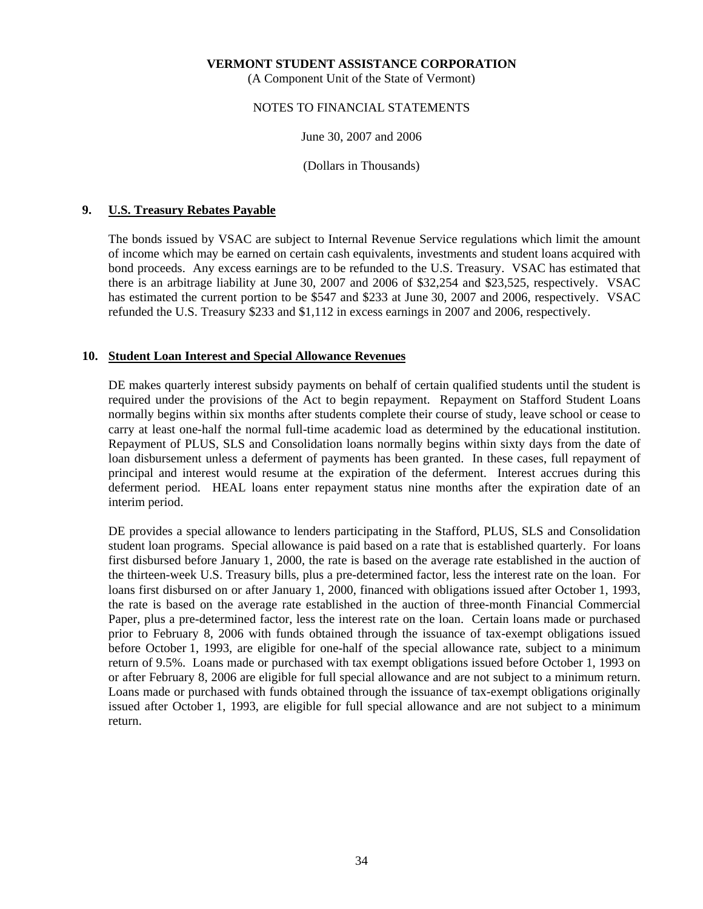**VERMONT STUDENT ASSISTANCE CORPORATION**
(A Component Unit of the State of Vermont)

NOTES TO FINANCIAL STATEMENTS

June 30, 2007 and 2006

(Dollars in Thousands)

## 9. U.S. Treasury Rebates Payable

The bonds issued by VSAC are subject to Internal Revenue Service regulations which limit the amount of income which may be earned on certain cash equivalents, investments and student loans acquired with bond proceeds. Any excess earnings are to be refunded to the U.S. Treasury. VSAC has estimated that there is an arbitrage liability at June 30, 2007 and 2006 of $32,254 and $23,525, respectively. VSAC has estimated the current portion to be $547 and $233 at June 30, 2007 and 2006, respectively. VSAC refunded the U.S. Treasury $233 and $1,112 in excess earnings in 2007 and 2006, respectively.

## 10. Student Loan Interest and Special Allowance Revenues

DE makes quarterly interest subsidy payments on behalf of certain qualified students until the student is required under the provisions of the Act to begin repayment. Repayment on Stafford Student Loans normally begins within six months after students complete their course of study, leave school or cease to carry at least one-half the normal full-time academic load as determined by the educational institution. Repayment of PLUS, SLS and Consolidation loans normally begins within sixty days from the date of loan disbursement unless a deferment of payments has been granted. In these cases, full repayment of principal and interest would resume at the expiration of the deferment. Interest accrues during this deferment period. HEAL loans enter repayment status nine months after the expiration date of an interim period.

DE provides a special allowance to lenders participating in the Stafford, PLUS, SLS and Consolidation student loan programs. Special allowance is paid based on a rate that is established quarterly. For loans first disbursed before January 1, 2000, the rate is based on the average rate established in the auction of the thirteen-week U.S. Treasury bills, plus a pre-determined factor, less the interest rate on the loan. For loans first disbursed on or after January 1, 2000, financed with obligations issued after October 1, 1993, the rate is based on the average rate established in the auction of three-month Financial Commercial Paper, plus a pre-determined factor, less the interest rate on the loan. Certain loans made or purchased prior to February 8, 2006 with funds obtained through the issuance of tax-exempt obligations issued before October 1, 1993, are eligible for one-half of the special allowance rate, subject to a minimum return of 9.5%. Loans made or purchased with tax exempt obligations issued before October 1, 1993 on or after February 8, 2006 are eligible for full special allowance and are not subject to a minimum return. Loans made or purchased with funds obtained through the issuance of tax-exempt obligations originally issued after October 1, 1993, are eligible for full special allowance and are not subject to a minimum return.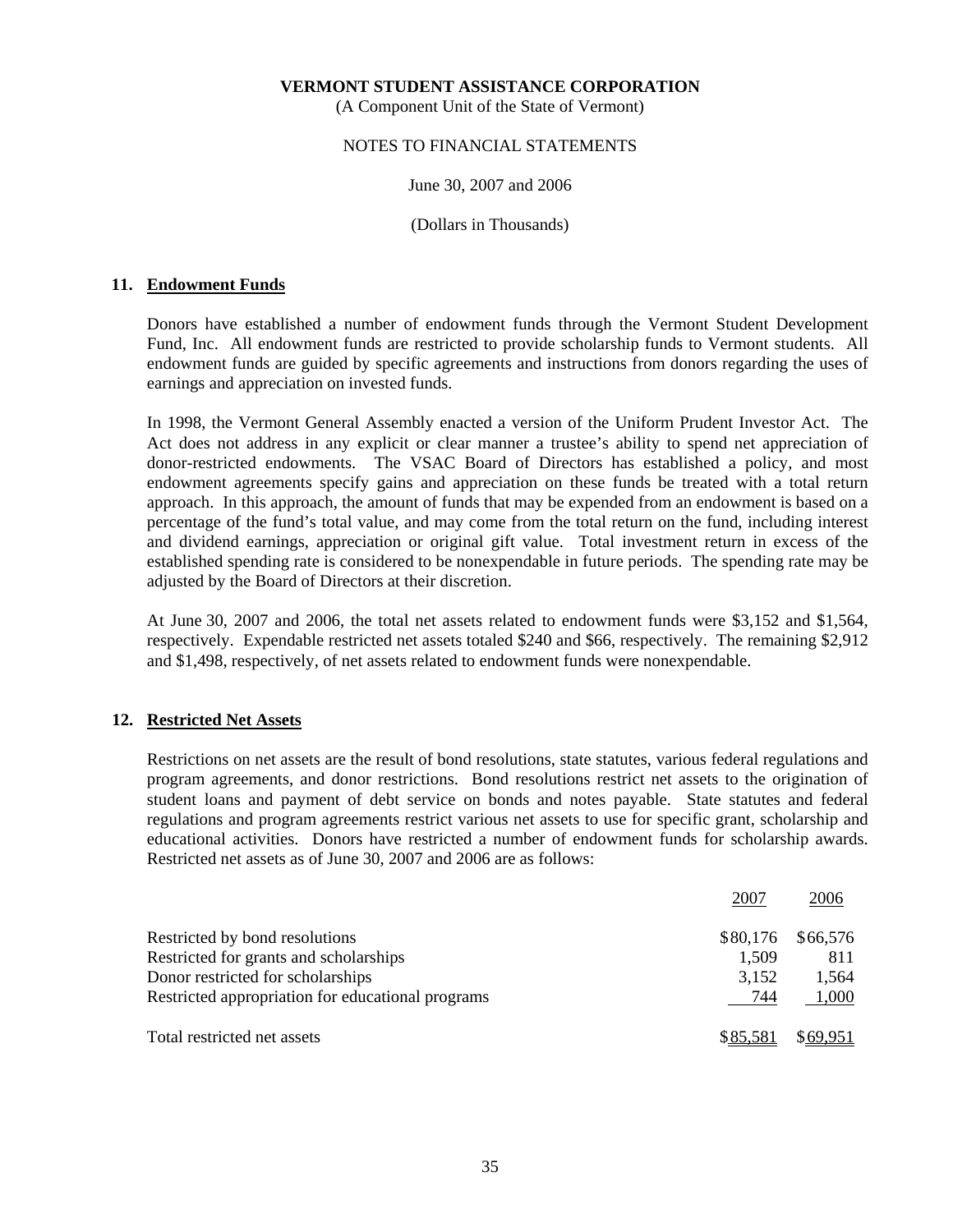**VERMONT STUDENT ASSISTANCE CORPORATION**
(A Component Unit of the State of Vermont)

NOTES TO FINANCIAL STATEMENTS

June 30, 2007 and 2006

(Dollars in Thousands)

## 11. Endowment Funds

Donors have established a number of endowment funds through the Vermont Student Development Fund, Inc. All endowment funds are restricted to provide scholarship funds to Vermont students. All endowment funds are guided by specific agreements and instructions from donors regarding the uses of earnings and appreciation on invested funds.

In 1998, the Vermont General Assembly enacted a version of the Uniform Prudent Investor Act. The Act does not address in any explicit or clear manner a trustee's ability to spend net appreciation of donor-restricted endowments. The VSAC Board of Directors has established a policy, and most endowment agreements specify gains and appreciation on these funds be treated with a total return approach. In this approach, the amount of funds that may be expended from an endowment is based on a percentage of the fund's total value, and may come from the total return on the fund, including interest and dividend earnings, appreciation or original gift value. Total investment return in excess of the established spending rate is considered to be nonexpendable in future periods. The spending rate may be adjusted by the Board of Directors at their discretion.

At June 30, 2007 and 2006, the total net assets related to endowment funds were $3,152 and $1,564, respectively. Expendable restricted net assets totaled $240 and $66, respectively. The remaining $2,912 and $1,498, respectively, of net assets related to endowment funds were nonexpendable.

## 12. Restricted Net Assets

Restrictions on net assets are the result of bond resolutions, state statutes, various federal regulations and program agreements, and donor restrictions. Bond resolutions restrict net assets to the origination of student loans and payment of debt service on bonds and notes payable. State statutes and federal regulations and program agreements restrict various net assets to use for specific grant, scholarship and educational activities. Donors have restricted a number of endowment funds for scholarship awards. Restricted net assets as of June 30, 2007 and 2006 are as follows:

| | 2007 | 2006 |
|---|---|---|
| Restricted by bond resolutions | $80,176 | $66,576 |
| Restricted for grants and scholarships | 1,509 | 811 |
| Donor restricted for scholarships | 3,152 | 1,564 |
| Restricted appropriation for educational programs | 744 | 1,000 |
| Total restricted net assets | $85,581 | $69,951 |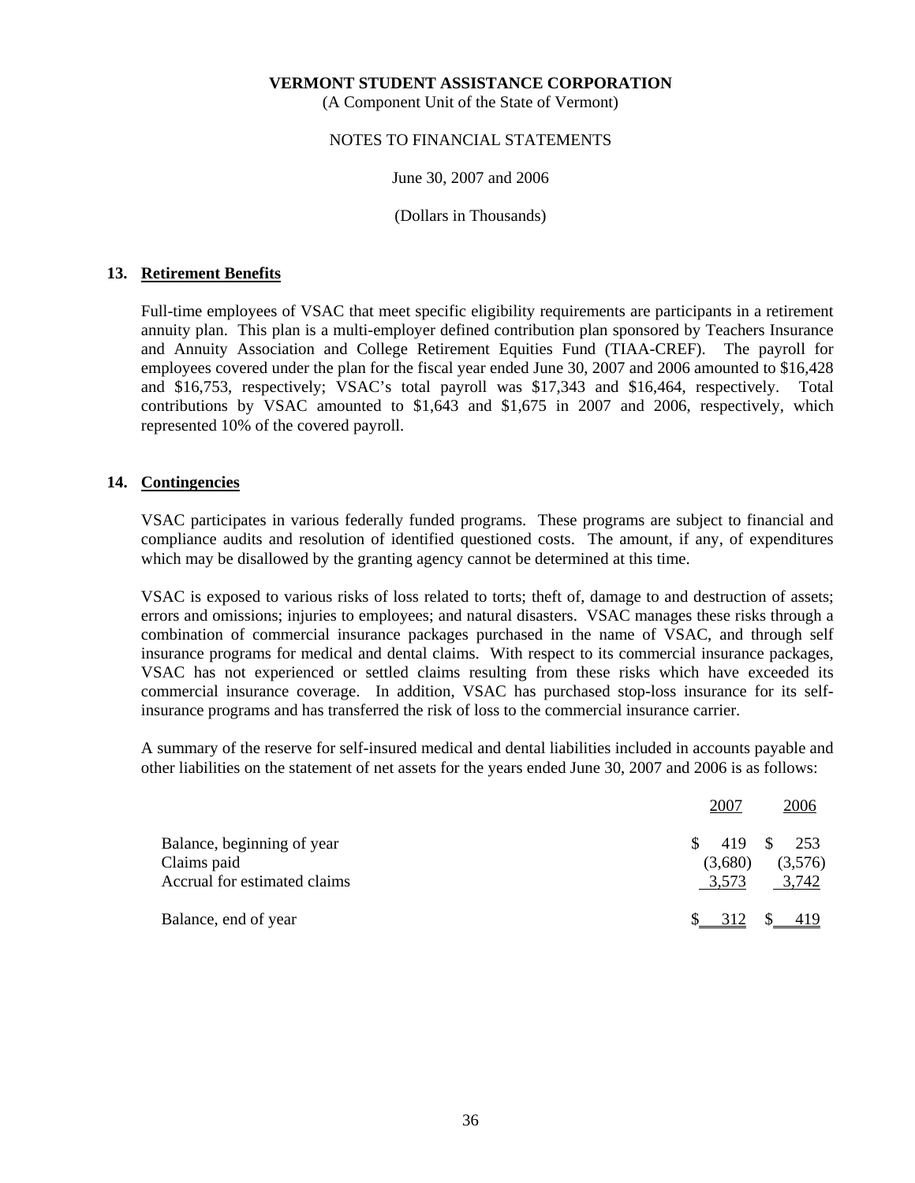**VERMONT STUDENT ASSISTANCE CORPORATION**
(A Component Unit of the State of Vermont)

NOTES TO FINANCIAL STATEMENTS

June 30, 2007 and 2006

(Dollars in Thousands)

## 13. Retirement Benefits

Full-time employees of VSAC that meet specific eligibility requirements are participants in a retirement annuity plan. This plan is a multi-employer defined contribution plan sponsored by Teachers Insurance and Annuity Association and College Retirement Equities Fund (TIAA-CREF). The payroll for employees covered under the plan for the fiscal year ended June 30, 2007 and 2006 amounted to $16,428 and $16,753, respectively; VSAC's total payroll was $17,343 and $16,464, respectively. Total contributions by VSAC amounted to $1,643 and $1,675 in 2007 and 2006, respectively, which represented 10% of the covered payroll.

## 14. Contingencies

VSAC participates in various federally funded programs. These programs are subject to financial and compliance audits and resolution of identified questioned costs. The amount, if any, of expenditures which may be disallowed by the granting agency cannot be determined at this time.

VSAC is exposed to various risks of loss related to torts; theft of, damage to and destruction of assets; errors and omissions; injuries to employees; and natural disasters. VSAC manages these risks through a combination of commercial insurance packages purchased in the name of VSAC, and through self insurance programs for medical and dental claims. With respect to its commercial insurance packages, VSAC has not experienced or settled claims resulting from these risks which have exceeded its commercial insurance coverage. In addition, VSAC has purchased stop-loss insurance for its self-insurance programs and has transferred the risk of loss to the commercial insurance carrier.

A summary of the reserve for self-insured medical and dental liabilities included in accounts payable and other liabilities on the statement of net assets for the years ended June 30, 2007 and 2006 is as follows:

| | 2007 | 2006 |
|---|---|---|
| Balance, beginning of year | $ 419 | $ 253 |
| Claims paid | (3,680) | (3,576) |
| Accrual for estimated claims | 3,573 | 3,742 |
| Balance, end of year | $ 312 | $ 419 |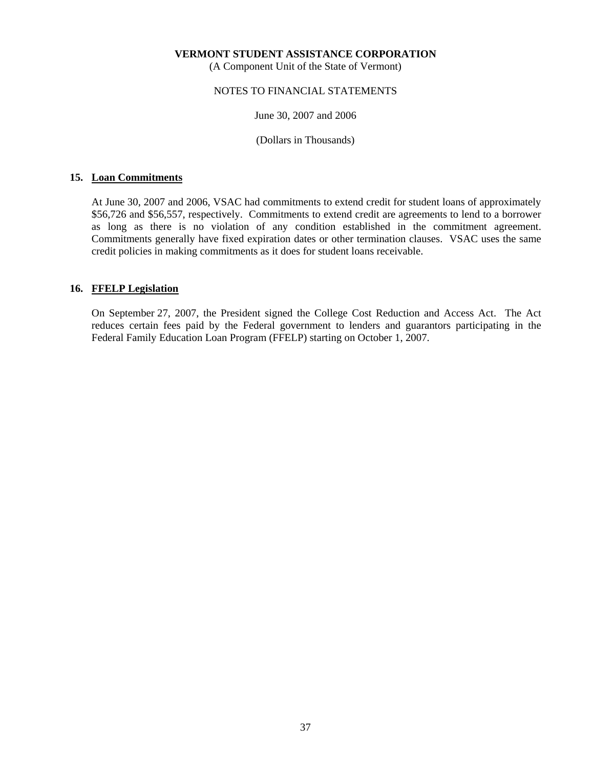**VERMONT STUDENT ASSISTANCE CORPORATION**
(A Component Unit of the State of Vermont)

NOTES TO FINANCIAL STATEMENTS

June 30, 2007 and 2006

(Dollars in Thousands)

## 15. Loan Commitments

At June 30, 2007 and 2006, VSAC had commitments to extend credit for student loans of approximately \$56,726 and \$56,557, respectively. Commitments to extend credit are agreements to lend to a borrower as long as there is no violation of any condition established in the commitment agreement. Commitments generally have fixed expiration dates or other termination clauses. VSAC uses the same credit policies in making commitments as it does for student loans receivable.

## 16. FFELP Legislation

On September 27, 2007, the President signed the College Cost Reduction and Access Act. The Act reduces certain fees paid by the Federal government to lenders and guarantors participating in the Federal Family Education Loan Program (FFELP) starting on October 1, 2007.